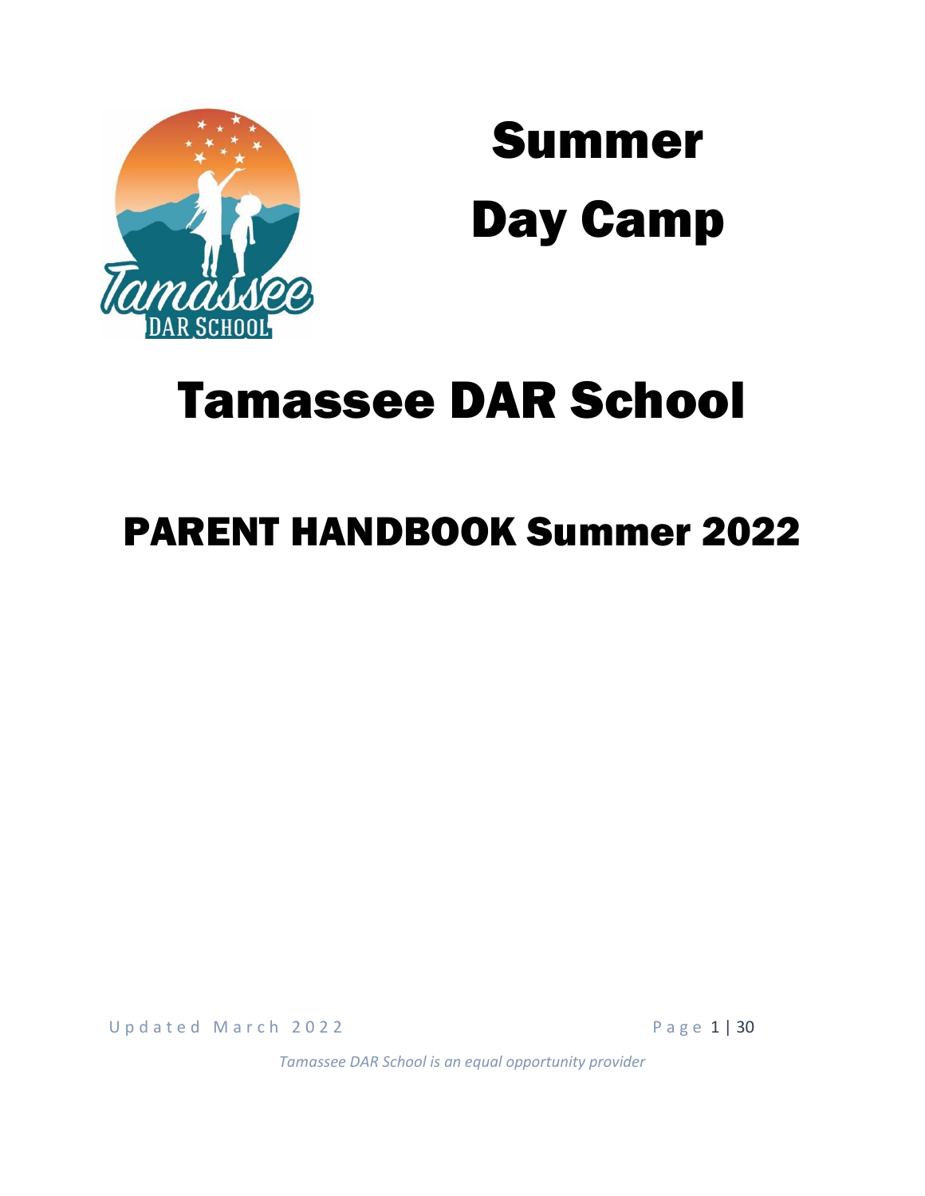# Summer Day Camp

# Tamassee DAR School

## PARENT HANDBOOK Summer 2022

Updated March 2022

*Tamassee DAR School is an equal opportunity provider*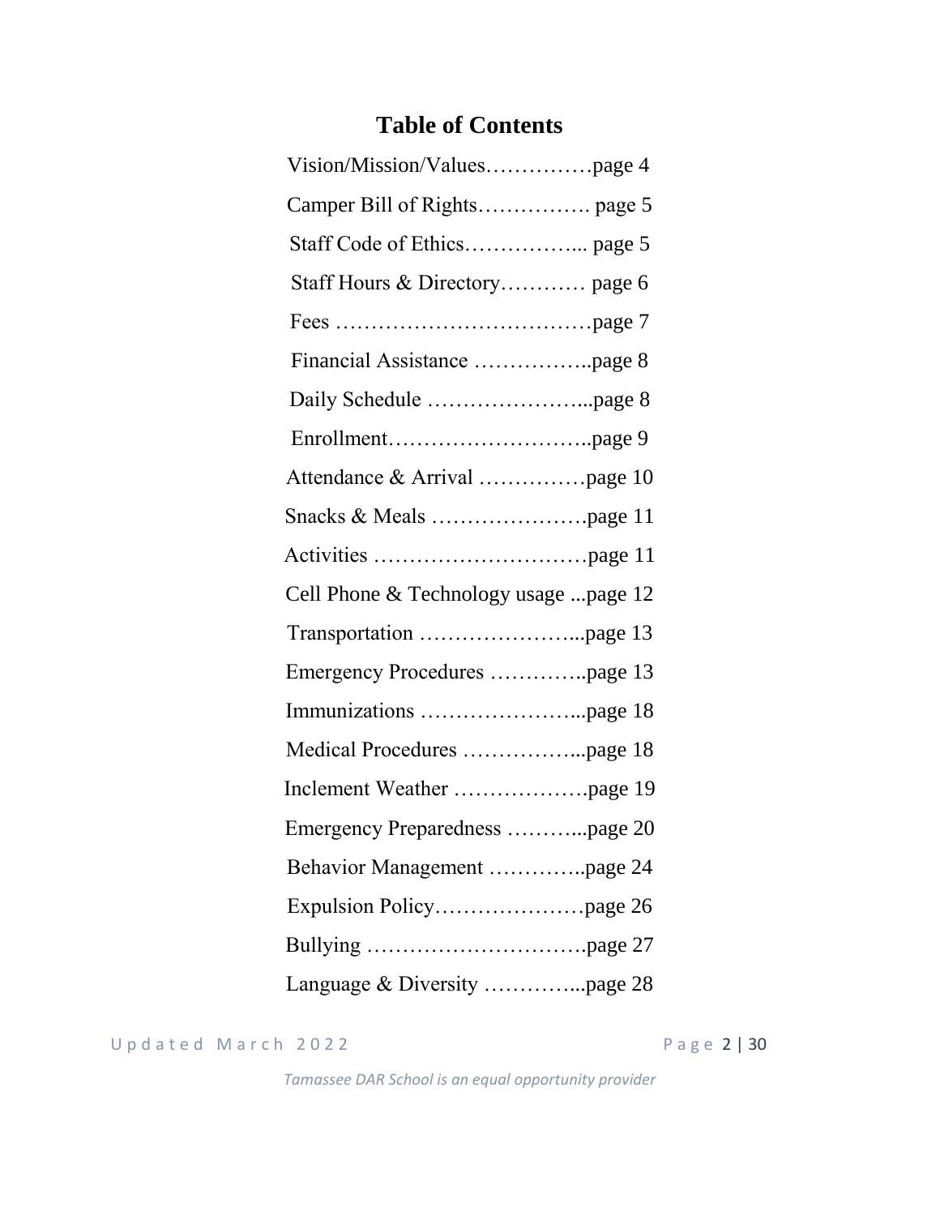# Table of Contents

Vision/Mission/Values……………page 4

Camper Bill of Rights……………. page 5

Staff Code of Ethics……………... page 5

Staff Hours & Directory………… page 6

Fees ………………………………page 7

Financial Assistance ……………..page 8

Daily Schedule …………………...page 8

Enrollment………………………..page 9

Attendance & Arrival ……………page 10

Snacks & Meals ………………….page 11

Activities …………………………page 11

Cell Phone & Technology usage ...page 12

Transportation …………………...page 13

Emergency Procedures …………..page 13

Immunizations …………………...page 18

Medical Procedures ……………...page 18

Inclement Weather ………………page 19

Emergency Preparedness ………...page 20

Behavior Management …………..page 24

Expulsion Policy…………………page 26

Bullying ………………………….page 27

Language & Diversity …………...page 28

*Tamassee DAR School is an equal opportunity provider*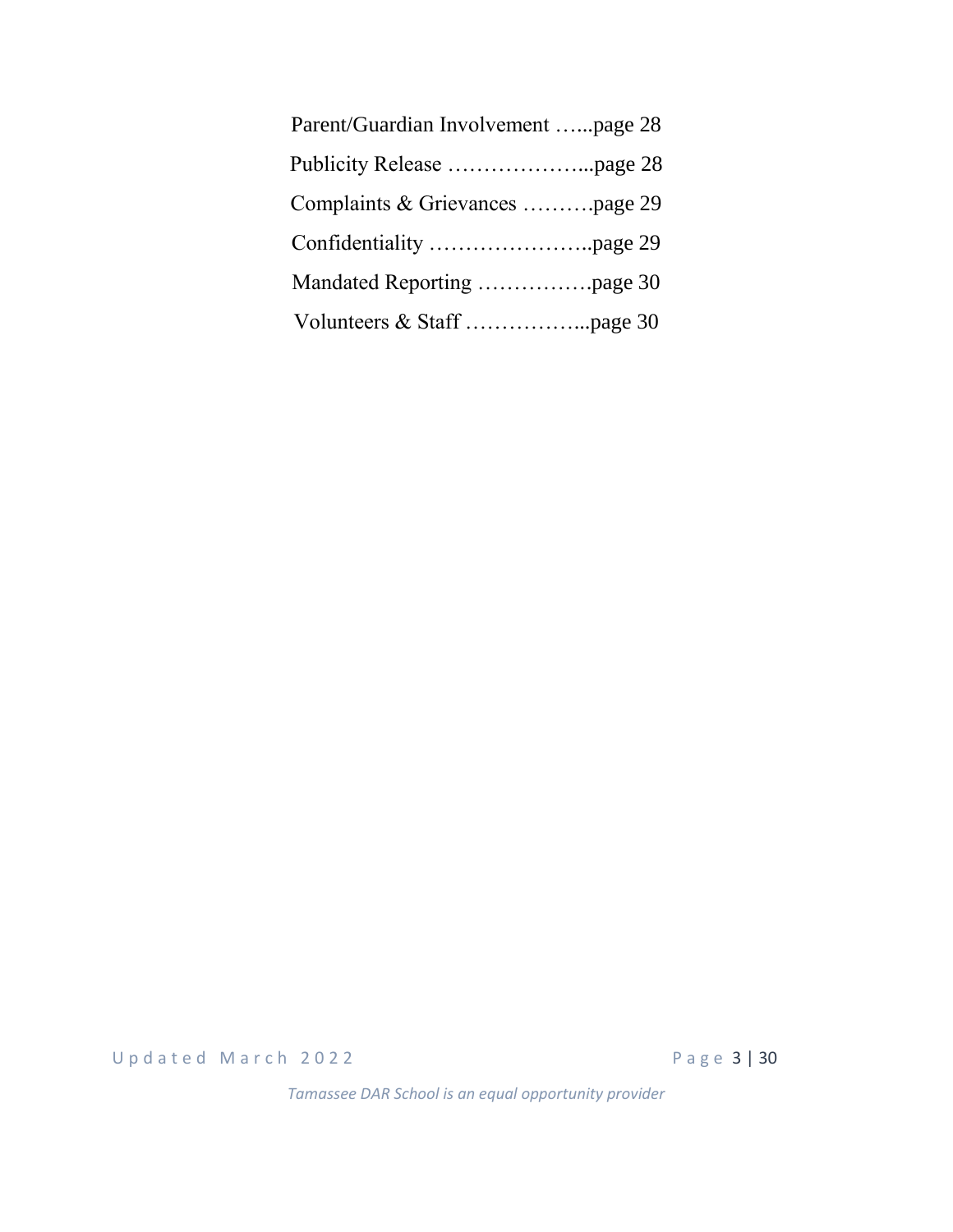Parent/Guardian Involvement …...page 28

Publicity Release ………………...page 28

Complaints & Grievances ……….page 29

Confidentiality …………………..page 29

Mandated Reporting …………….page 30

Volunteers & Staff ……………...page 30

*Tamassee DAR School is an equal opportunity provider*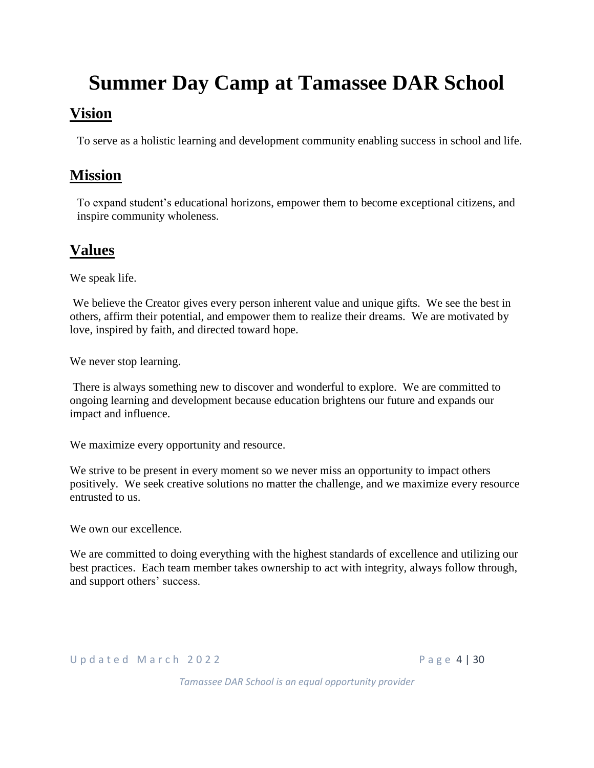# Summer Day Camp at Tamassee DAR School

## Vision

To serve as a holistic learning and development community enabling success in school and life.

## Mission

To expand student's educational horizons, empower them to become exceptional citizens, and inspire community wholeness.

## Values

We speak life.

We believe the Creator gives every person inherent value and unique gifts. We see the best in others, affirm their potential, and empower them to realize their dreams. We are motivated by love, inspired by faith, and directed toward hope.

We never stop learning.

There is always something new to discover and wonderful to explore. We are committed to ongoing learning and development because education brightens our future and expands our impact and influence.

We maximize every opportunity and resource.

We strive to be present in every moment so we never miss an opportunity to impact others positively. We seek creative solutions no matter the challenge, and we maximize every resource entrusted to us.

We own our excellence.

We are committed to doing everything with the highest standards of excellence and utilizing our best practices. Each team member takes ownership to act with integrity, always follow through, and support others' success.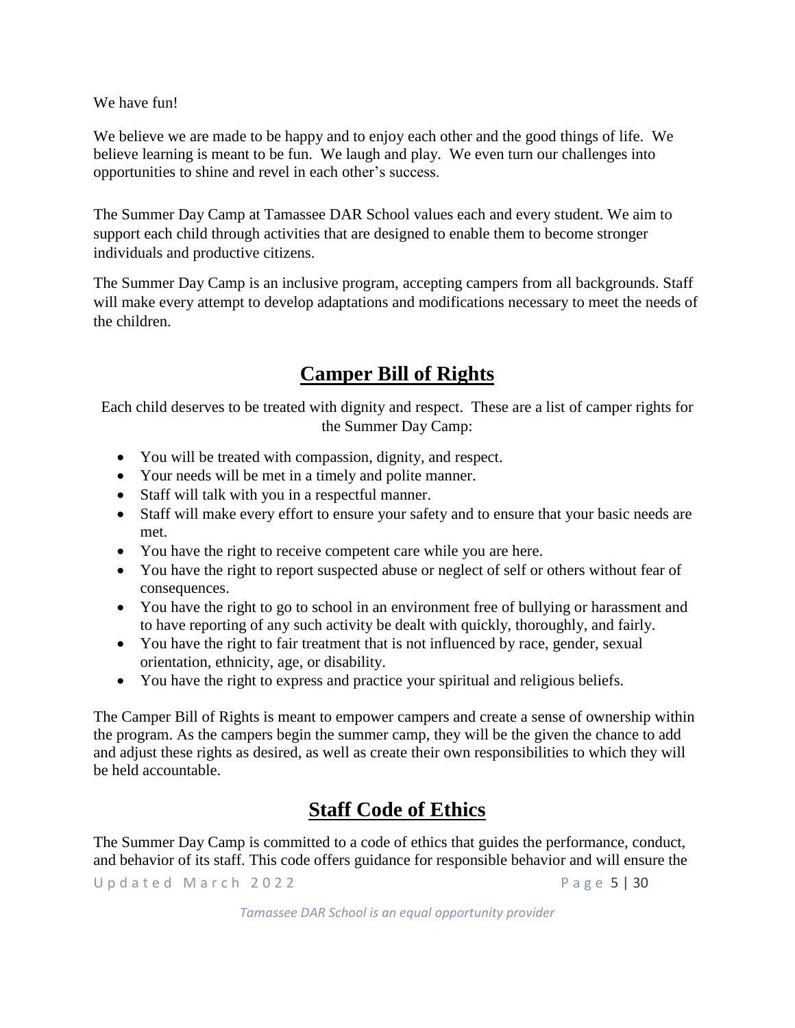We have fun!

We believe we are made to be happy and to enjoy each other and the good things of life. We believe learning is meant to be fun. We laugh and play. We even turn our challenges into opportunities to shine and revel in each other's success.

The Summer Day Camp at Tamassee DAR School values each and every student. We aim to support each child through activities that are designed to enable them to become stronger individuals and productive citizens.

The Summer Day Camp is an inclusive program, accepting campers from all backgrounds. Staff will make every attempt to develop adaptations and modifications necessary to meet the needs of the children.

## Camper Bill of Rights

Each child deserves to be treated with dignity and respect. These are a list of camper rights for the Summer Day Camp:

- You will be treated with compassion, dignity, and respect.
- Your needs will be met in a timely and polite manner.
- Staff will talk with you in a respectful manner.
- Staff will make every effort to ensure your safety and to ensure that your basic needs are met.
- You have the right to receive competent care while you are here.
- You have the right to report suspected abuse or neglect of self or others without fear of consequences.
- You have the right to go to school in an environment free of bullying or harassment and to have reporting of any such activity be dealt with quickly, thoroughly, and fairly.
- You have the right to fair treatment that is not influenced by race, gender, sexual orientation, ethnicity, age, or disability.
- You have the right to express and practice your spiritual and religious beliefs.

The Camper Bill of Rights is meant to empower campers and create a sense of ownership within the program. As the campers begin the summer camp, they will be the given the chance to add and adjust these rights as desired, as well as create their own responsibilities to which they will be held accountable.

## Staff Code of Ethics

The Summer Day Camp is committed to a code of ethics that guides the performance, conduct, and behavior of its staff. This code offers guidance for responsible behavior and will ensure the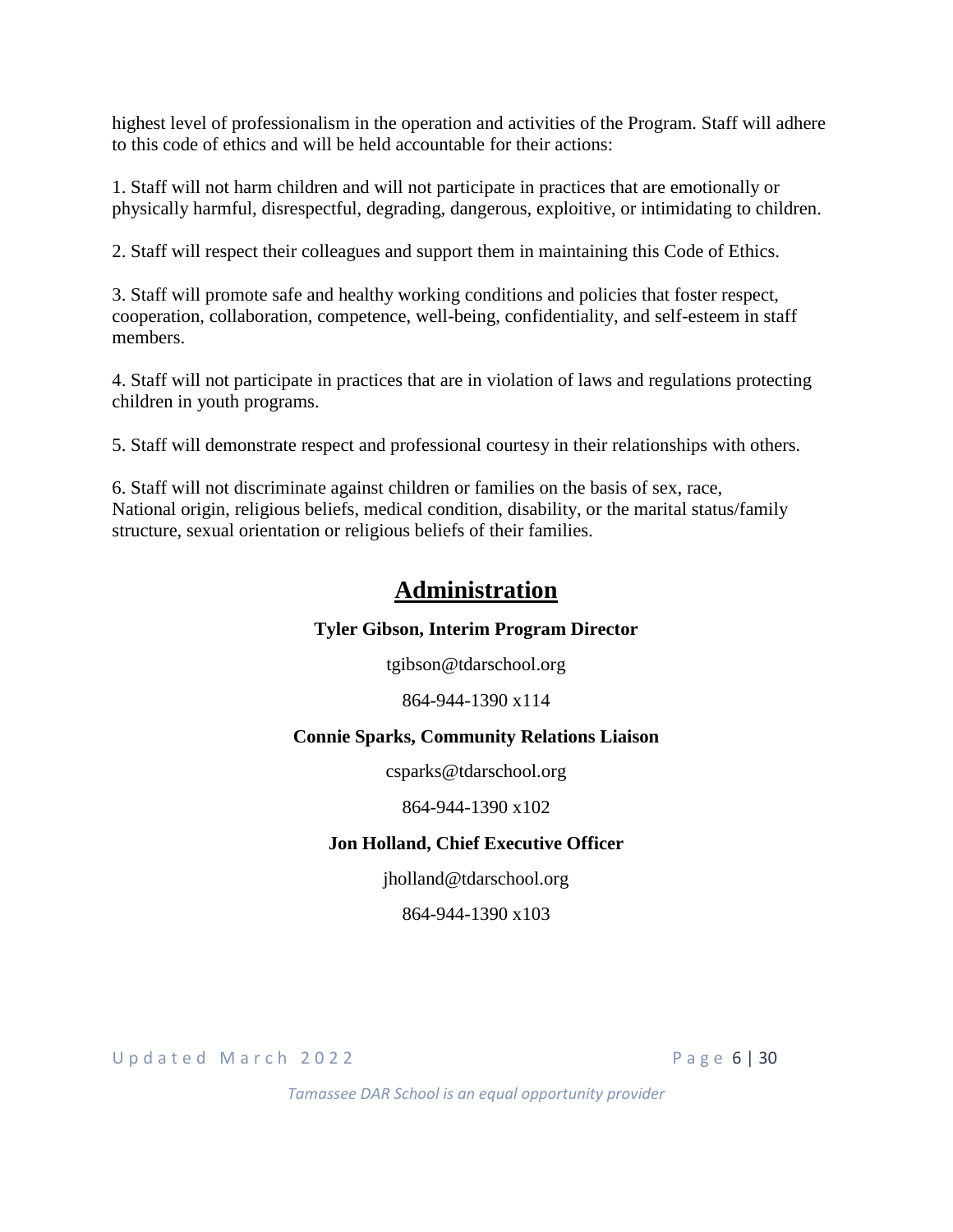highest level of professionalism in the operation and activities of the Program. Staff will adhere to this code of ethics and will be held accountable for their actions:

1. Staff will not harm children and will not participate in practices that are emotionally or physically harmful, disrespectful, degrading, dangerous, exploitive, or intimidating to children.

2. Staff will respect their colleagues and support them in maintaining this Code of Ethics.

3. Staff will promote safe and healthy working conditions and policies that foster respect, cooperation, collaboration, competence, well-being, confidentiality, and self-esteem in staff members.

4. Staff will not participate in practices that are in violation of laws and regulations protecting children in youth programs.

5. Staff will demonstrate respect and professional courtesy in their relationships with others.

6. Staff will not discriminate against children or families on the basis of sex, race, National origin, religious beliefs, medical condition, disability, or the marital status/family structure, sexual orientation or religious beliefs of their families.

## Administration

**Tyler Gibson, Interim Program Director**

tgibson@tdarschool.org

864-944-1390 x114

**Connie Sparks, Community Relations Liaison**

csparks@tdarschool.org

864-944-1390 x102

**Jon Holland, Chief Executive Officer**

jholland@tdarschool.org

864-944-1390 x103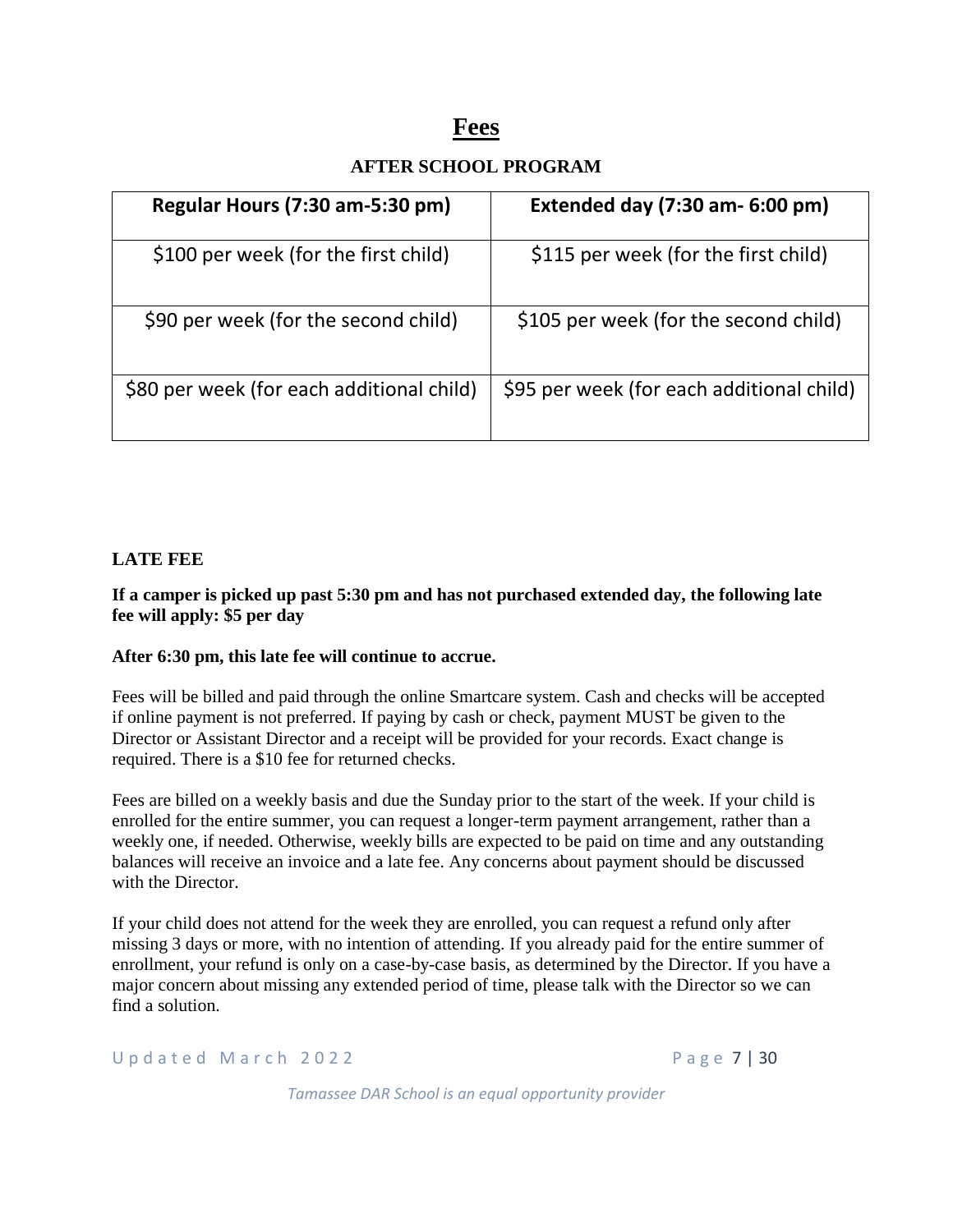# Fees

## AFTER SCHOOL PROGRAM

| Regular Hours (7:30 am-5:30 pm) | Extended day (7:30 am- 6:00 pm) |
| --- | --- |
| $100 per week (for the first child) | $115 per week (for the first child) |
| $90 per week (for the second child) | $105 per week (for the second child) |
| $80 per week (for each additional child) | $95 per week (for each additional child) |

**LATE FEE**

**If a camper is picked up past 5:30 pm and has not purchased extended day, the following late fee will apply: $5 per day**

**After 6:30 pm, this late fee will continue to accrue.**

Fees will be billed and paid through the online Smartcare system. Cash and checks will be accepted if online payment is not preferred. If paying by cash or check, payment MUST be given to the Director or Assistant Director and a receipt will be provided for your records. Exact change is required. There is a $10 fee for returned checks.

Fees are billed on a weekly basis and due the Sunday prior to the start of the week. If your child is enrolled for the entire summer, you can request a longer-term payment arrangement, rather than a weekly one, if needed. Otherwise, weekly bills are expected to be paid on time and any outstanding balances will receive an invoice and a late fee. Any concerns about payment should be discussed with the Director.

If your child does not attend for the week they are enrolled, you can request a refund only after missing 3 days or more, with no intention of attending. If you already paid for the entire summer of enrollment, your refund is only on a case-by-case basis, as determined by the Director. If you have a major concern about missing any extended period of time, please talk with the Director so we can find a solution.

*Tamassee DAR School is an equal opportunity provider*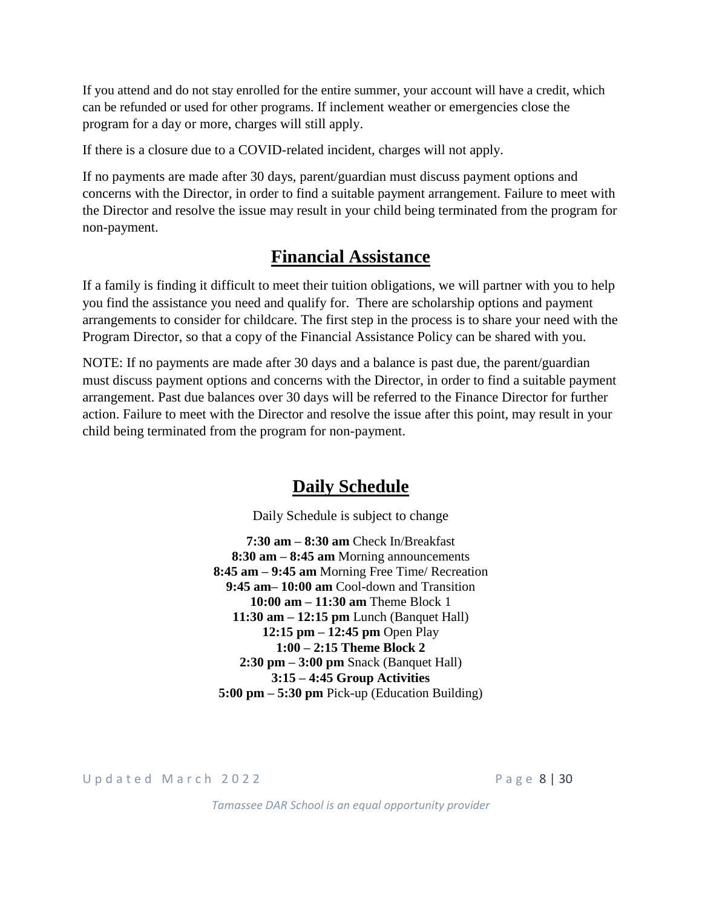If you attend and do not stay enrolled for the entire summer, your account will have a credit, which can be refunded or used for other programs. If inclement weather or emergencies close the program for a day or more, charges will still apply.

If there is a closure due to a COVID-related incident, charges will not apply.

If no payments are made after 30 days, parent/guardian must discuss payment options and concerns with the Director, in order to find a suitable payment arrangement. Failure to meet with the Director and resolve the issue may result in your child being terminated from the program for non-payment.

## Financial Assistance

If a family is finding it difficult to meet their tuition obligations, we will partner with you to help you find the assistance you need and qualify for. There are scholarship options and payment arrangements to consider for childcare. The first step in the process is to share your need with the Program Director, so that a copy of the Financial Assistance Policy can be shared with you.

NOTE: If no payments are made after 30 days and a balance is past due, the parent/guardian must discuss payment options and concerns with the Director, in order to find a suitable payment arrangement. Past due balances over 30 days will be referred to the Finance Director for further action. Failure to meet with the Director and resolve the issue after this point, may result in your child being terminated from the program for non-payment.

## Daily Schedule

Daily Schedule is subject to change

**7:30 am – 8:30 am** Check In/Breakfast
**8:30 am – 8:45 am** Morning announcements
**8:45 am – 9:45 am** Morning Free Time/ Recreation
**9:45 am– 10:00 am** Cool-down and Transition
**10:00 am – 11:30 am** Theme Block 1
**11:30 am – 12:15 pm** Lunch (Banquet Hall)
**12:15 pm – 12:45 pm** Open Play
**1:00 – 2:15 Theme Block 2**
**2:30 pm – 3:00 pm** Snack (Banquet Hall)
**3:15 – 4:45 Group Activities**
**5:00 pm – 5:30 pm** Pick-up (Education Building)

*Tamassee DAR School is an equal opportunity provider*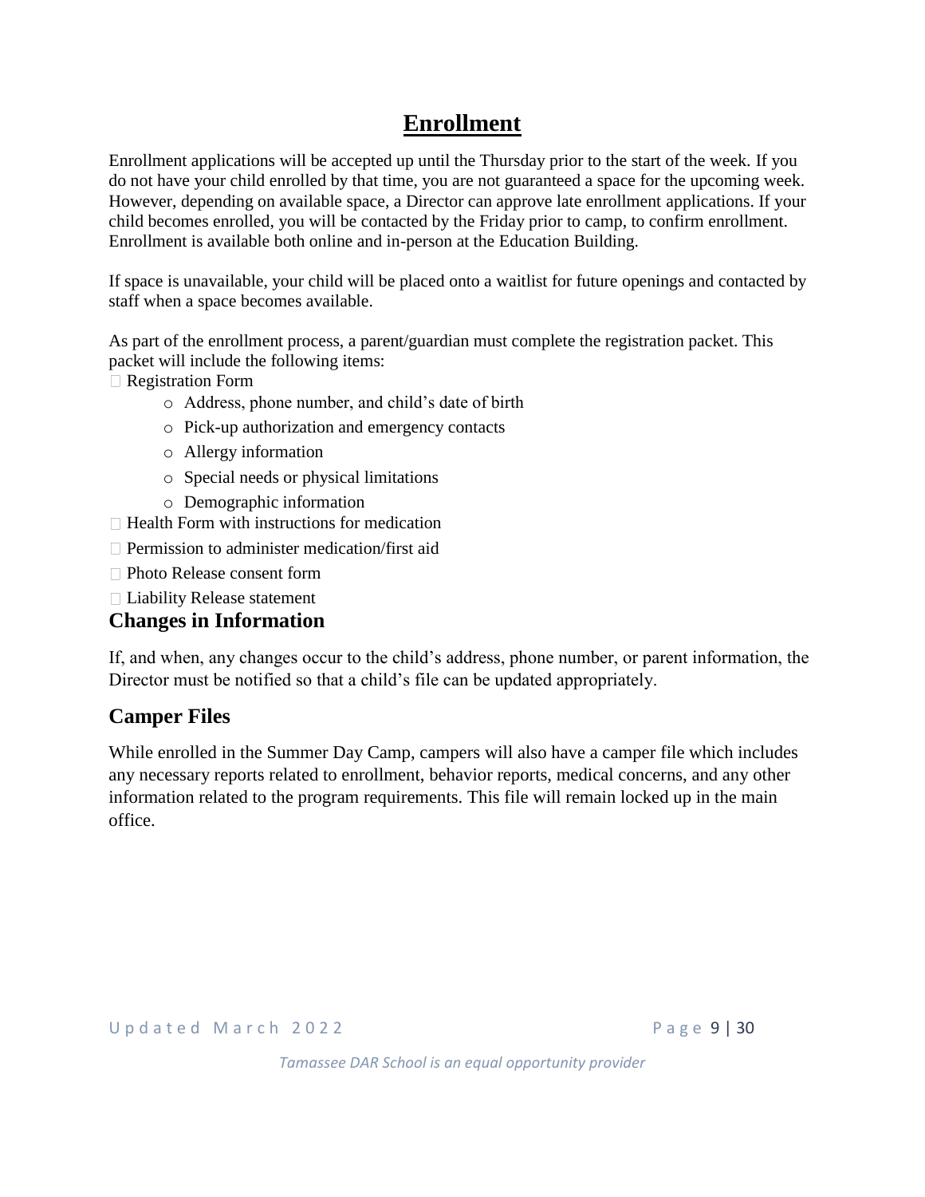# Enrollment

Enrollment applications will be accepted up until the Thursday prior to the start of the week. If you do not have your child enrolled by that time, you are not guaranteed a space for the upcoming week. However, depending on available space, a Director can approve late enrollment applications. If your child becomes enrolled, you will be contacted by the Friday prior to camp, to confirm enrollment. Enrollment is available both online and in-person at the Education Building.

If space is unavailable, your child will be placed onto a waitlist for future openings and contacted by staff when a space becomes available.

As part of the enrollment process, a parent/guardian must complete the registration packet. This packet will include the following items:

- Registration Form
  - Address, phone number, and child's date of birth
  - Pick-up authorization and emergency contacts
  - Allergy information
  - Special needs or physical limitations
  - Demographic information
- Health Form with instructions for medication
- Permission to administer medication/first aid
- Photo Release consent form
- Liability Release statement

## Changes in Information

If, and when, any changes occur to the child's address, phone number, or parent information, the Director must be notified so that a child's file can be updated appropriately.

## Camper Files

While enrolled in the Summer Day Camp, campers will also have a camper file which includes any necessary reports related to enrollment, behavior reports, medical concerns, and any other information related to the program requirements. This file will remain locked up in the main office.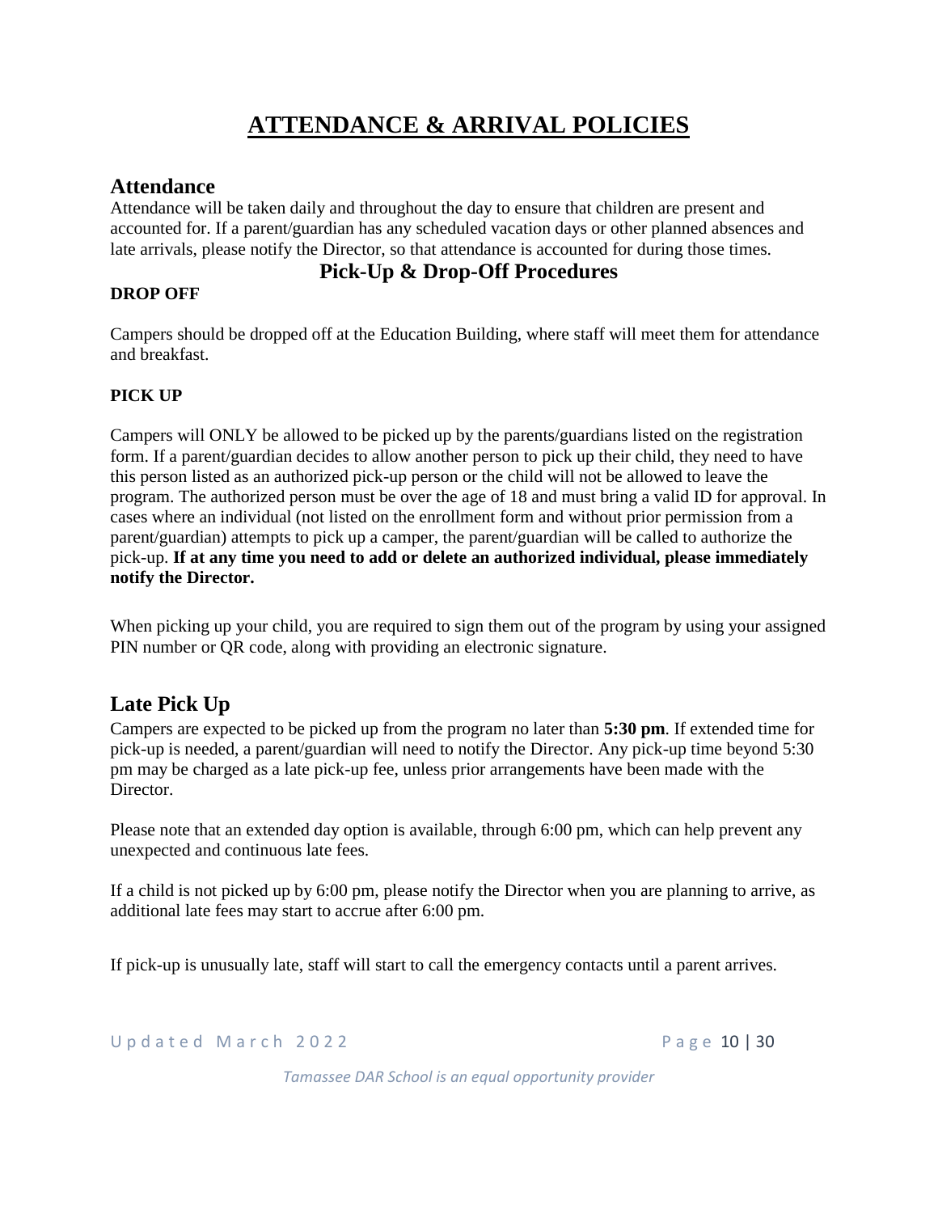# ATTENDANCE & ARRIVAL POLICIES

## Attendance

Attendance will be taken daily and throughout the day to ensure that children are present and accounted for. If a parent/guardian has any scheduled vacation days or other planned absences and late arrivals, please notify the Director, so that attendance is accounted for during those times.

## Pick-Up & Drop-Off Procedures

### DROP OFF

Campers should be dropped off at the Education Building, where staff will meet them for attendance and breakfast.

### PICK UP

Campers will ONLY be allowed to be picked up by the parents/guardians listed on the registration form. If a parent/guardian decides to allow another person to pick up their child, they need to have this person listed as an authorized pick-up person or the child will not be allowed to leave the program. The authorized person must be over the age of 18 and must bring a valid ID for approval. In cases where an individual (not listed on the enrollment form and without prior permission from a parent/guardian) attempts to pick up a camper, the parent/guardian will be called to authorize the pick-up. **If at any time you need to add or delete an authorized individual, please immediately notify the Director.**

When picking up your child, you are required to sign them out of the program by using your assigned PIN number or QR code, along with providing an electronic signature.

## Late Pick Up

Campers are expected to be picked up from the program no later than **5:30 pm**. If extended time for pick-up is needed, a parent/guardian will need to notify the Director. Any pick-up time beyond 5:30 pm may be charged as a late pick-up fee, unless prior arrangements have been made with the Director.

Please note that an extended day option is available, through 6:00 pm, which can help prevent any unexpected and continuous late fees.

If a child is not picked up by 6:00 pm, please notify the Director when you are planning to arrive, as additional late fees may start to accrue after 6:00 pm.

If pick-up is unusually late, staff will start to call the emergency contacts until a parent arrives.

*Tamassee DAR School is an equal opportunity provider*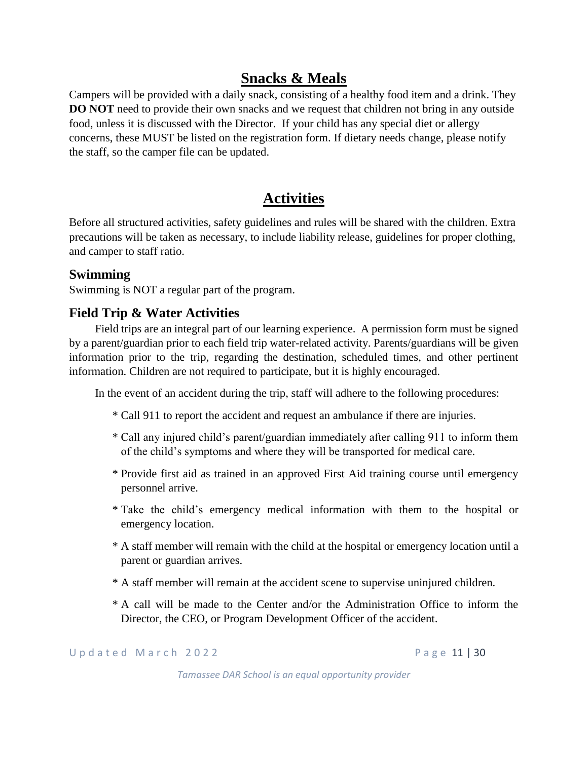## Snacks & Meals

Campers will be provided with a daily snack, consisting of a healthy food item and a drink. They **DO NOT** need to provide their own snacks and we request that children not bring in any outside food, unless it is discussed with the Director. If your child has any special diet or allergy concerns, these MUST be listed on the registration form. If dietary needs change, please notify the staff, so the camper file can be updated.

## Activities

Before all structured activities, safety guidelines and rules will be shared with the children. Extra precautions will be taken as necessary, to include liability release, guidelines for proper clothing, and camper to staff ratio.

### Swimming

Swimming is NOT a regular part of the program.

### Field Trip & Water Activities

Field trips are an integral part of our learning experience. A permission form must be signed by a parent/guardian prior to each field trip water-related activity. Parents/guardians will be given information prior to the trip, regarding the destination, scheduled times, and other pertinent information. Children are not required to participate, but it is highly encouraged.

In the event of an accident during the trip, staff will adhere to the following procedures:

* Call 911 to report the accident and request an ambulance if there are injuries.
* Call any injured child's parent/guardian immediately after calling 911 to inform them of the child's symptoms and where they will be transported for medical care.
* Provide first aid as trained in an approved First Aid training course until emergency personnel arrive.
* Take the child's emergency medical information with them to the hospital or emergency location.
* A staff member will remain with the child at the hospital or emergency location until a parent or guardian arrives.
* A staff member will remain at the accident scene to supervise uninjured children.
* A call will be made to the Center and/or the Administration Office to inform the Director, the CEO, or Program Development Officer of the accident.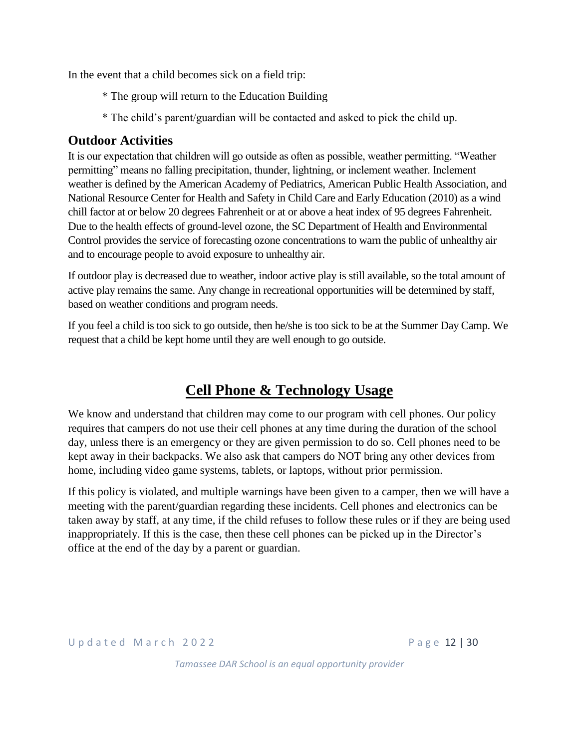In the event that a child becomes sick on a field trip:

* The group will return to the Education Building

* The child's parent/guardian will be contacted and asked to pick the child up.

## Outdoor Activities

It is our expectation that children will go outside as often as possible, weather permitting. "Weather permitting" means no falling precipitation, thunder, lightning, or inclement weather. Inclement weather is defined by the American Academy of Pediatrics, American Public Health Association, and National Resource Center for Health and Safety in Child Care and Early Education (2010) as a wind chill factor at or below 20 degrees Fahrenheit or at or above a heat index of 95 degrees Fahrenheit. Due to the health effects of ground-level ozone, the SC Department of Health and Environmental Control provides the service of forecasting ozone concentrations to warn the public of unhealthy air and to encourage people to avoid exposure to unhealthy air.

If outdoor play is decreased due to weather, indoor active play is still available, so the total amount of active play remains the same. Any change in recreational opportunities will be determined by staff, based on weather conditions and program needs.

If you feel a child is too sick to go outside, then he/she is too sick to be at the Summer Day Camp. We request that a child be kept home until they are well enough to go outside.

# Cell Phone & Technology Usage

We know and understand that children may come to our program with cell phones. Our policy requires that campers do not use their cell phones at any time during the duration of the school day, unless there is an emergency or they are given permission to do so. Cell phones need to be kept away in their backpacks. We also ask that campers do NOT bring any other devices from home, including video game systems, tablets, or laptops, without prior permission.

If this policy is violated, and multiple warnings have been given to a camper, then we will have a meeting with the parent/guardian regarding these incidents. Cell phones and electronics can be taken away by staff, at any time, if the child refuses to follow these rules or if they are being used inappropriately. If this is the case, then these cell phones can be picked up in the Director's office at the end of the day by a parent or guardian.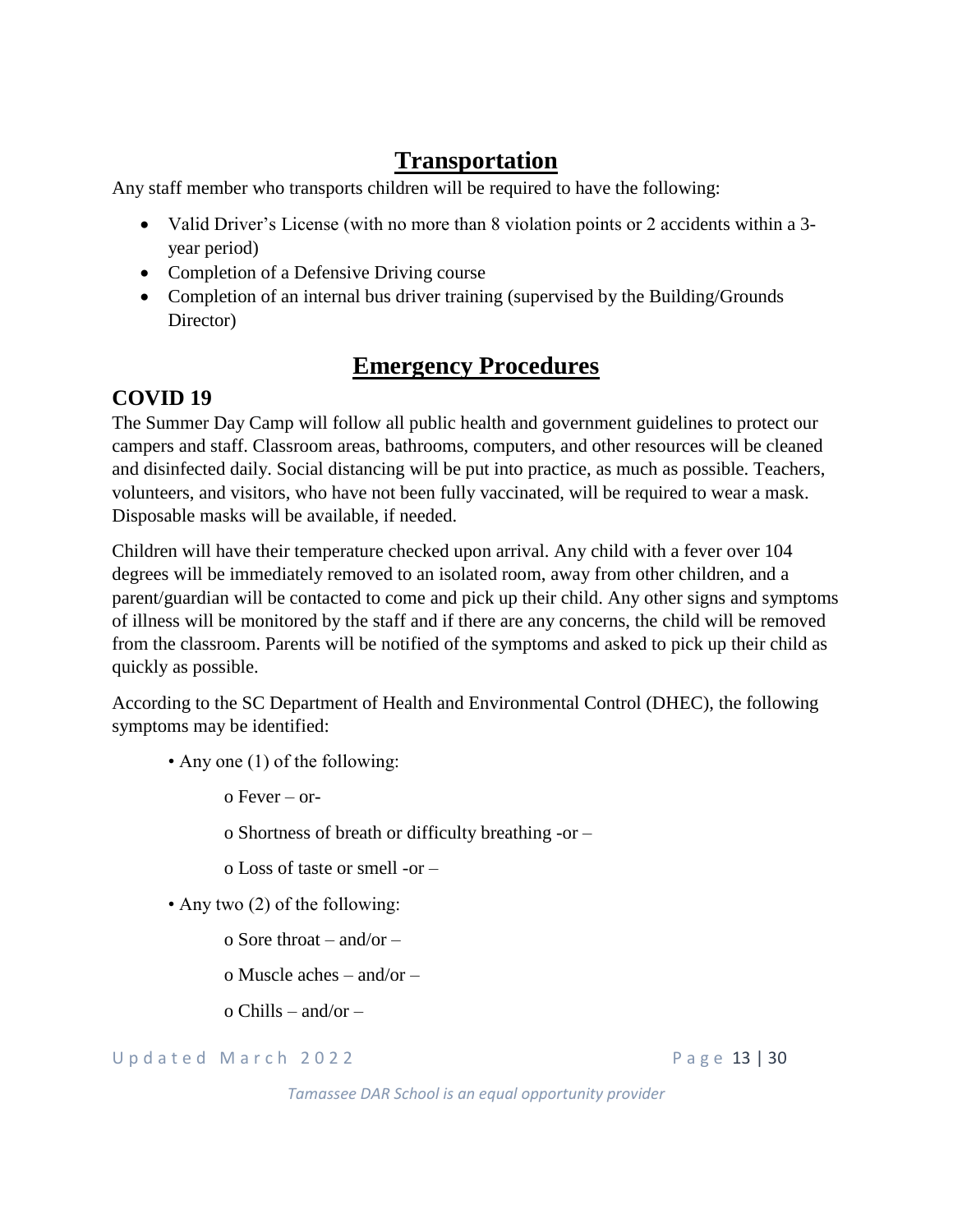# Transportation

Any staff member who transports children will be required to have the following:

- Valid Driver's License (with no more than 8 violation points or 2 accidents within a 3-year period)
- Completion of a Defensive Driving course
- Completion of an internal bus driver training (supervised by the Building/Grounds Director)

# Emergency Procedures

## COVID 19

The Summer Day Camp will follow all public health and government guidelines to protect our campers and staff. Classroom areas, bathrooms, computers, and other resources will be cleaned and disinfected daily. Social distancing will be put into practice, as much as possible. Teachers, volunteers, and visitors, who have not been fully vaccinated, will be required to wear a mask. Disposable masks will be available, if needed.

Children will have their temperature checked upon arrival. Any child with a fever over 104 degrees will be immediately removed to an isolated room, away from other children, and a parent/guardian will be contacted to come and pick up their child. Any other signs and symptoms of illness will be monitored by the staff and if there are any concerns, the child will be removed from the classroom. Parents will be notified of the symptoms and asked to pick up their child as quickly as possible.

According to the SC Department of Health and Environmental Control (DHEC), the following symptoms may be identified:

- Any one (1) of the following:
  - Fever – or-
  - Shortness of breath or difficulty breathing -or –
  - Loss of taste or smell -or –
- Any two (2) of the following:
  - Sore throat – and/or –
  - Muscle aches – and/or –
  - Chills – and/or –

*Tamassee DAR School is an equal opportunity provider*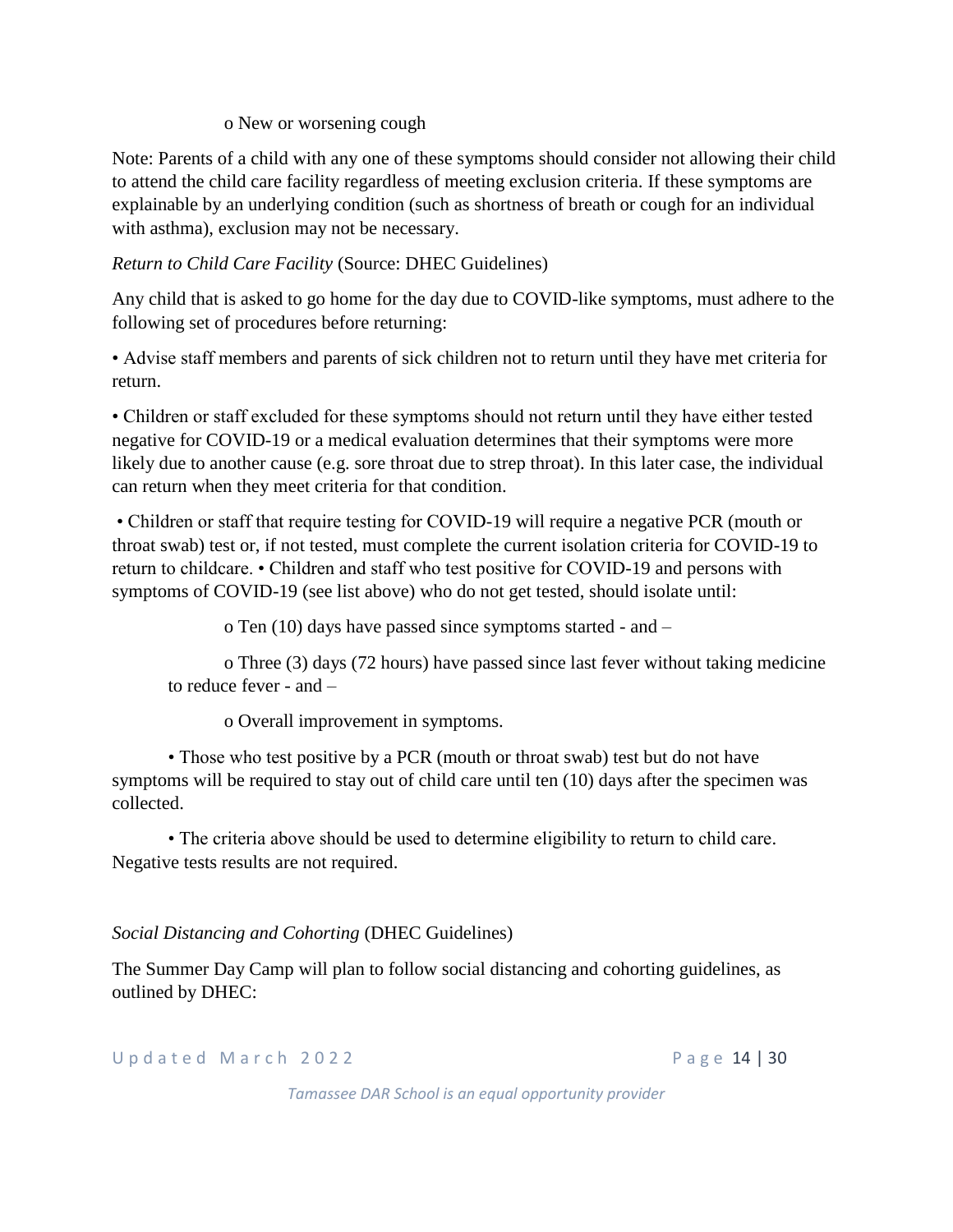- o New or worsening cough

Note: Parents of a child with any one of these symptoms should consider not allowing their child to attend the child care facility regardless of meeting exclusion criteria. If these symptoms are explainable by an underlying condition (such as shortness of breath or cough for an individual with asthma), exclusion may not be necessary.

*Return to Child Care Facility* (Source: DHEC Guidelines)

Any child that is asked to go home for the day due to COVID-like symptoms, must adhere to the following set of procedures before returning:

• Advise staff members and parents of sick children not to return until they have met criteria for return.

• Children or staff excluded for these symptoms should not return until they have either tested negative for COVID-19 or a medical evaluation determines that their symptoms were more likely due to another cause (e.g. sore throat due to strep throat). In this later case, the individual can return when they meet criteria for that condition.

• Children or staff that require testing for COVID-19 will require a negative PCR (mouth or throat swab) test or, if not tested, must complete the current isolation criteria for COVID-19 to return to childcare. • Children and staff who test positive for COVID-19 and persons with symptoms of COVID-19 (see list above) who do not get tested, should isolate until:

- o Ten (10) days have passed since symptoms started - and –
- o Three (3) days (72 hours) have passed since last fever without taking medicine to reduce fever - and –
- o Overall improvement in symptoms.

• Those who test positive by a PCR (mouth or throat swab) test but do not have symptoms will be required to stay out of child care until ten (10) days after the specimen was collected.

• The criteria above should be used to determine eligibility to return to child care. Negative tests results are not required.

*Social Distancing and Cohorting* (DHEC Guidelines)

The Summer Day Camp will plan to follow social distancing and cohorting guidelines, as outlined by DHEC: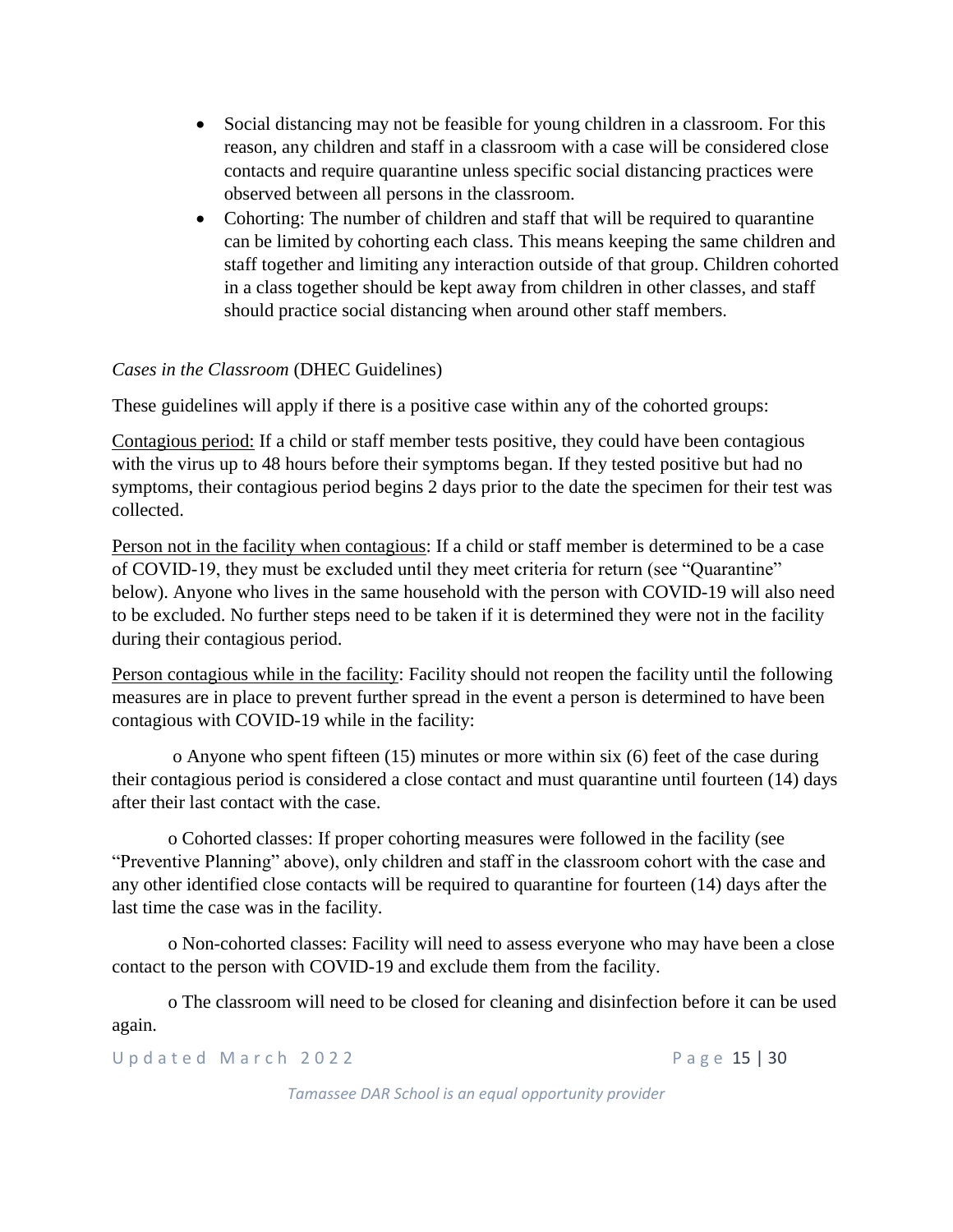- Social distancing may not be feasible for young children in a classroom. For this reason, any children and staff in a classroom with a case will be considered close contacts and require quarantine unless specific social distancing practices were observed between all persons in the classroom.
- Cohorting: The number of children and staff that will be required to quarantine can be limited by cohorting each class. This means keeping the same children and staff together and limiting any interaction outside of that group. Children cohorted in a class together should be kept away from children in other classes, and staff should practice social distancing when around other staff members.

*Cases in the Classroom* (DHEC Guidelines)

These guidelines will apply if there is a positive case within any of the cohorted groups:

Contagious period: If a child or staff member tests positive, they could have been contagious with the virus up to 48 hours before their symptoms began. If they tested positive but had no symptoms, their contagious period begins 2 days prior to the date the specimen for their test was collected.

Person not in the facility when contagious: If a child or staff member is determined to be a case of COVID-19, they must be excluded until they meet criteria for return (see "Quarantine" below). Anyone who lives in the same household with the person with COVID-19 will also need to be excluded. No further steps need to be taken if it is determined they were not in the facility during their contagious period.

Person contagious while in the facility: Facility should not reopen the facility until the following measures are in place to prevent further spread in the event a person is determined to have been contagious with COVID-19 while in the facility:

o Anyone who spent fifteen (15) minutes or more within six (6) feet of the case during their contagious period is considered a close contact and must quarantine until fourteen (14) days after their last contact with the case.

o Cohorted classes: If proper cohorting measures were followed in the facility (see "Preventive Planning" above), only children and staff in the classroom cohort with the case and any other identified close contacts will be required to quarantine for fourteen (14) days after the last time the case was in the facility.

o Non-cohorted classes: Facility will need to assess everyone who may have been a close contact to the person with COVID-19 and exclude them from the facility.

o The classroom will need to be closed for cleaning and disinfection before it can be used again.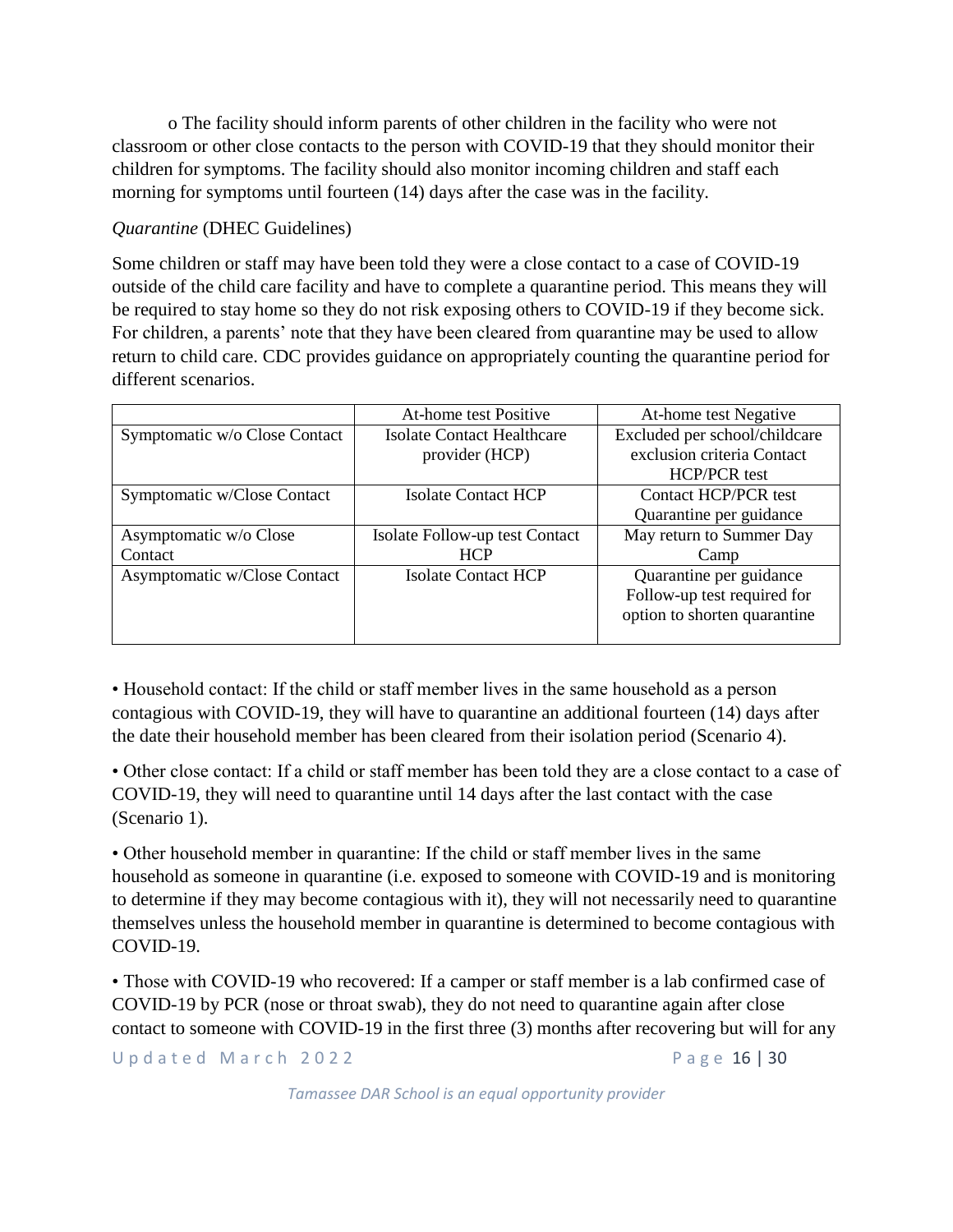o The facility should inform parents of other children in the facility who were not classroom or other close contacts to the person with COVID-19 that they should monitor their children for symptoms. The facility should also monitor incoming children and staff each morning for symptoms until fourteen (14) days after the case was in the facility.

*Quarantine* (DHEC Guidelines)

Some children or staff may have been told they were a close contact to a case of COVID-19 outside of the child care facility and have to complete a quarantine period. This means they will be required to stay home so they do not risk exposing others to COVID-19 if they become sick. For children, a parents' note that they have been cleared from quarantine may be used to allow return to child care. CDC provides guidance on appropriately counting the quarantine period for different scenarios.

| | At-home test Positive | At-home test Negative |
|---|---|---|
| Symptomatic w/o Close Contact | Isolate Contact Healthcare provider (HCP) | Excluded per school/childcare exclusion criteria Contact HCP/PCR test |
| Symptomatic w/Close Contact | Isolate Contact HCP | Contact HCP/PCR test Quarantine per guidance |
| Asymptomatic w/o Close Contact | Isolate Follow-up test Contact HCP | May return to Summer Day Camp |
| Asymptomatic w/Close Contact | Isolate Contact HCP | Quarantine per guidance Follow-up test required for option to shorten quarantine |

• Household contact: If the child or staff member lives in the same household as a person contagious with COVID-19, they will have to quarantine an additional fourteen (14) days after the date their household member has been cleared from their isolation period (Scenario 4).

• Other close contact: If a child or staff member has been told they are a close contact to a case of COVID-19, they will need to quarantine until 14 days after the last contact with the case (Scenario 1).

• Other household member in quarantine: If the child or staff member lives in the same household as someone in quarantine (i.e. exposed to someone with COVID-19 and is monitoring to determine if they may become contagious with it), they will not necessarily need to quarantine themselves unless the household member in quarantine is determined to become contagious with COVID-19.

• Those with COVID-19 who recovered: If a camper or staff member is a lab confirmed case of COVID-19 by PCR (nose or throat swab), they do not need to quarantine again after close contact to someone with COVID-19 in the first three (3) months after recovering but will for any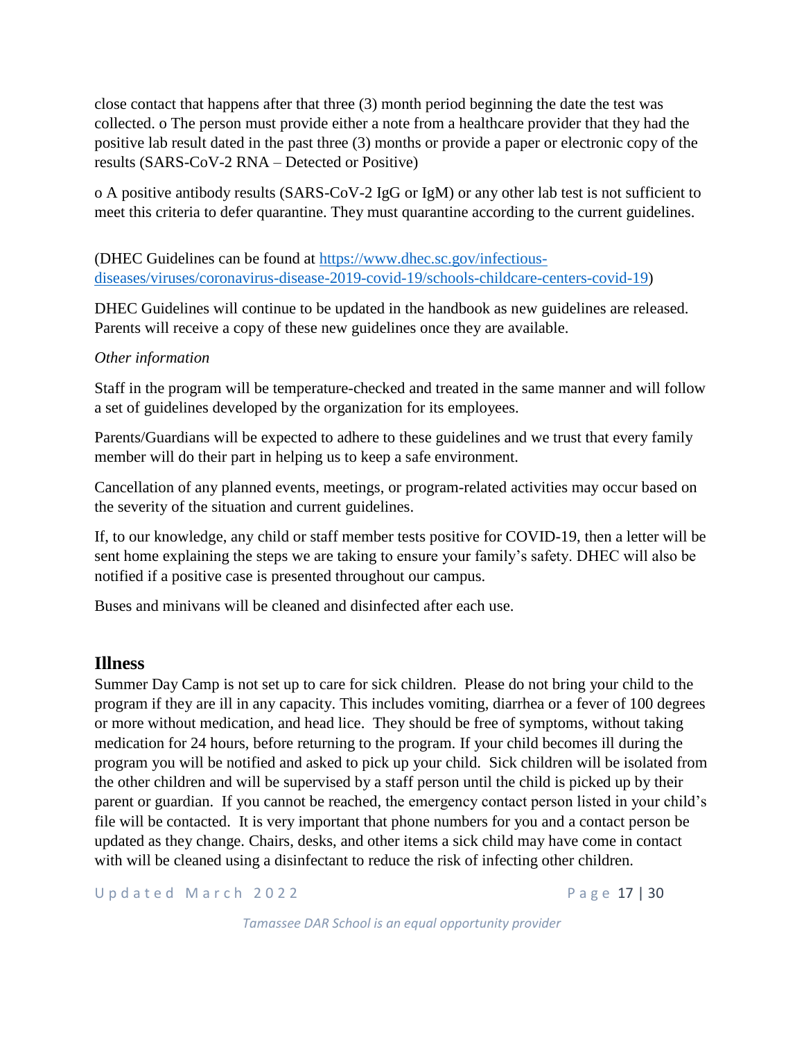close contact that happens after that three (3) month period beginning the date the test was collected. o The person must provide either a note from a healthcare provider that they had the positive lab result dated in the past three (3) months or provide a paper or electronic copy of the results (SARS-CoV-2 RNA – Detected or Positive)

o A positive antibody results (SARS-CoV-2 IgG or IgM) or any other lab test is not sufficient to meet this criteria to defer quarantine. They must quarantine according to the current guidelines.

(DHEC Guidelines can be found at https://www.dhec.sc.gov/infectious-diseases/viruses/coronavirus-disease-2019-covid-19/schools-childcare-centers-covid-19)

DHEC Guidelines will continue to be updated in the handbook as new guidelines are released. Parents will receive a copy of these new guidelines once they are available.

*Other information*

Staff in the program will be temperature-checked and treated in the same manner and will follow a set of guidelines developed by the organization for its employees.

Parents/Guardians will be expected to adhere to these guidelines and we trust that every family member will do their part in helping us to keep a safe environment.

Cancellation of any planned events, meetings, or program-related activities may occur based on the severity of the situation and current guidelines.

If, to our knowledge, any child or staff member tests positive for COVID-19, then a letter will be sent home explaining the steps we are taking to ensure your family's safety. DHEC will also be notified if a positive case is presented throughout our campus.

Buses and minivans will be cleaned and disinfected after each use.

## Illness

Summer Day Camp is not set up to care for sick children. Please do not bring your child to the program if they are ill in any capacity. This includes vomiting, diarrhea or a fever of 100 degrees or more without medication, and head lice. They should be free of symptoms, without taking medication for 24 hours, before returning to the program. If your child becomes ill during the program you will be notified and asked to pick up your child. Sick children will be isolated from the other children and will be supervised by a staff person until the child is picked up by their parent or guardian. If you cannot be reached, the emergency contact person listed in your child's file will be contacted. It is very important that phone numbers for you and a contact person be updated as they change. Chairs, desks, and other items a sick child may have come in contact with will be cleaned using a disinfectant to reduce the risk of infecting other children.

*Tamassee DAR School is an equal opportunity provider*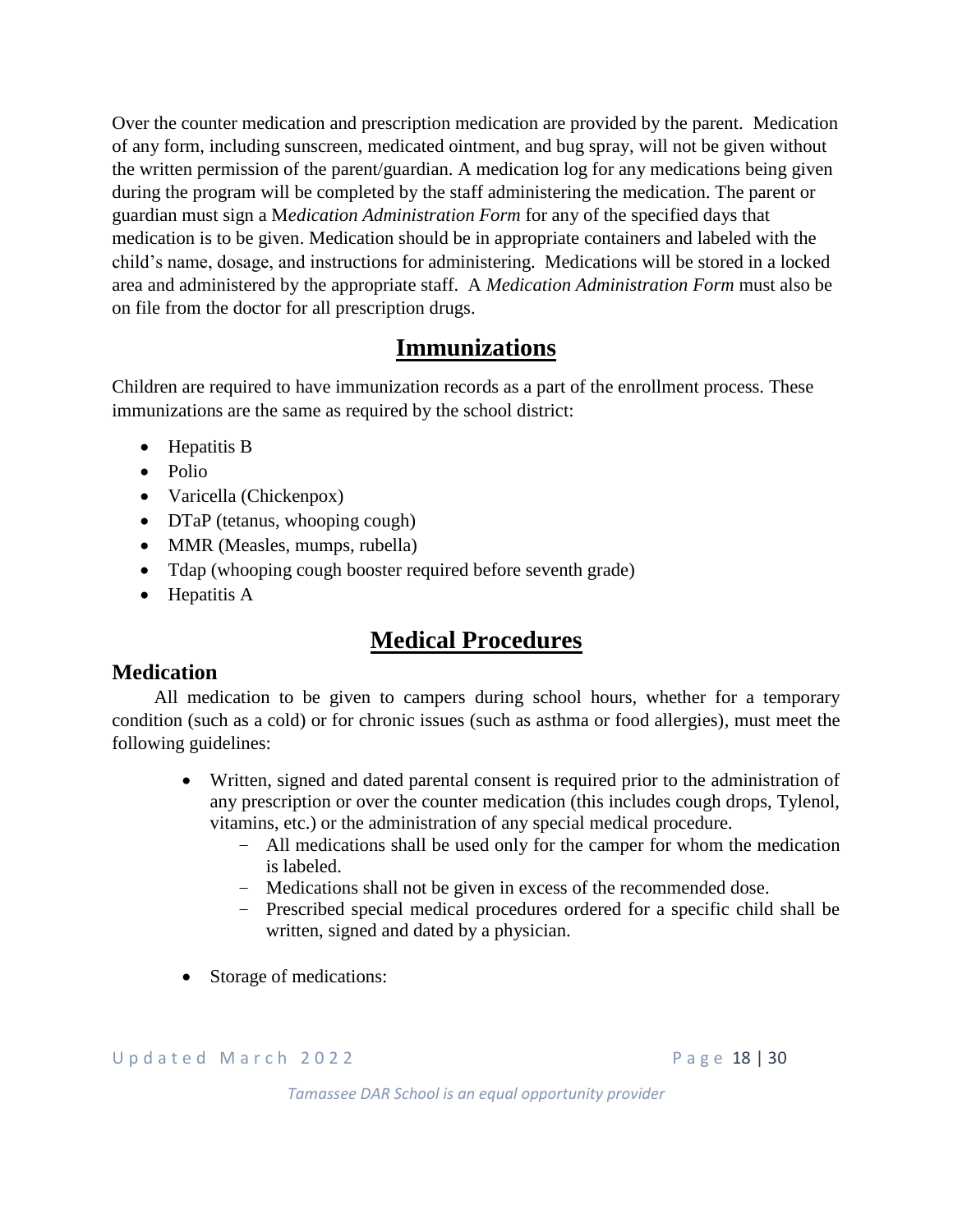Over the counter medication and prescription medication are provided by the parent. Medication of any form, including sunscreen, medicated ointment, and bug spray, will not be given without the written permission of the parent/guardian. A medication log for any medications being given during the program will be completed by the staff administering the medication. The parent or guardian must sign a M*edication Administration Form* for any of the specified days that medication is to be given. Medication should be in appropriate containers and labeled with the child's name, dosage, and instructions for administering. Medications will be stored in a locked area and administered by the appropriate staff. A *Medication Administration Form* must also be on file from the doctor for all prescription drugs.

## Immunizations

Children are required to have immunization records as a part of the enrollment process. These immunizations are the same as required by the school district:

- Hepatitis B
- Polio
- Varicella (Chickenpox)
- DTaP (tetanus, whooping cough)
- MMR (Measles, mumps, rubella)
- Tdap (whooping cough booster required before seventh grade)
- Hepatitis A

## Medical Procedures

### Medication

All medication to be given to campers during school hours, whether for a temporary condition (such as a cold) or for chronic issues (such as asthma or food allergies), must meet the following guidelines:

- Written, signed and dated parental consent is required prior to the administration of any prescription or over the counter medication (this includes cough drops, Tylenol, vitamins, etc.) or the administration of any special medical procedure.
  - All medications shall be used only for the camper for whom the medication is labeled.
  - Medications shall not be given in excess of the recommended dose.
  - Prescribed special medical procedures ordered for a specific child shall be written, signed and dated by a physician.
- Storage of medications: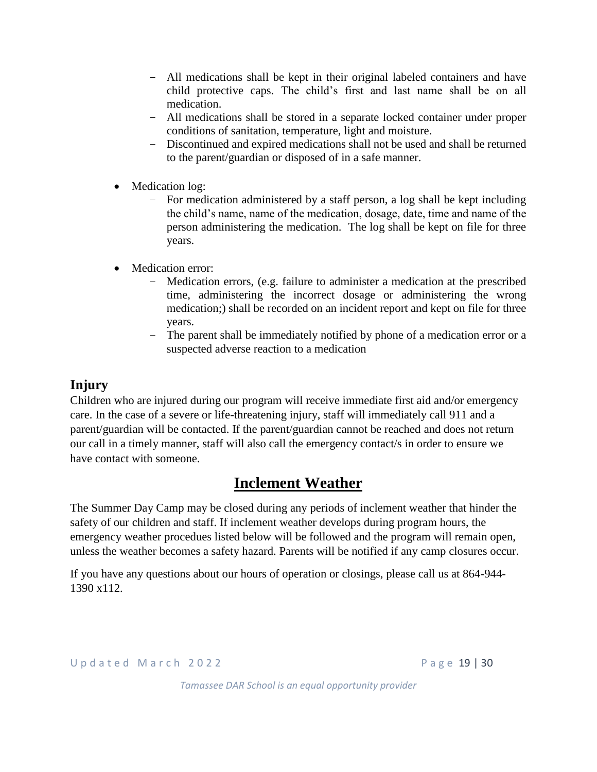- All medications shall be kept in their original labeled containers and have child protective caps. The child's first and last name shall be on all medication.
  - All medications shall be stored in a separate locked container under proper conditions of sanitation, temperature, light and moisture.
  - Discontinued and expired medications shall not be used and shall be returned to the parent/guardian or disposed of in a safe manner.

- Medication log:
  - For medication administered by a staff person, a log shall be kept including the child's name, name of the medication, dosage, date, time and name of the person administering the medication. The log shall be kept on file for three years.

- Medication error:
  - Medication errors, (e.g. failure to administer a medication at the prescribed time, administering the incorrect dosage or administering the wrong medication;) shall be recorded on an incident report and kept on file for three years.
  - The parent shall be immediately notified by phone of a medication error or a suspected adverse reaction to a medication

### Injury

Children who are injured during our program will receive immediate first aid and/or emergency care. In the case of a severe or life-threatening injury, staff will immediately call 911 and a parent/guardian will be contacted. If the parent/guardian cannot be reached and does not return our call in a timely manner, staff will also call the emergency contact/s in order to ensure we have contact with someone.

## Inclement Weather

The Summer Day Camp may be closed during any periods of inclement weather that hinder the safety of our children and staff. If inclement weather develops during program hours, the emergency weather procedues listed below will be followed and the program will remain open, unless the weather becomes a safety hazard. Parents will be notified if any camp closures occur.

If you have any questions about our hours of operation or closings, please call us at 864-944-1390 x112.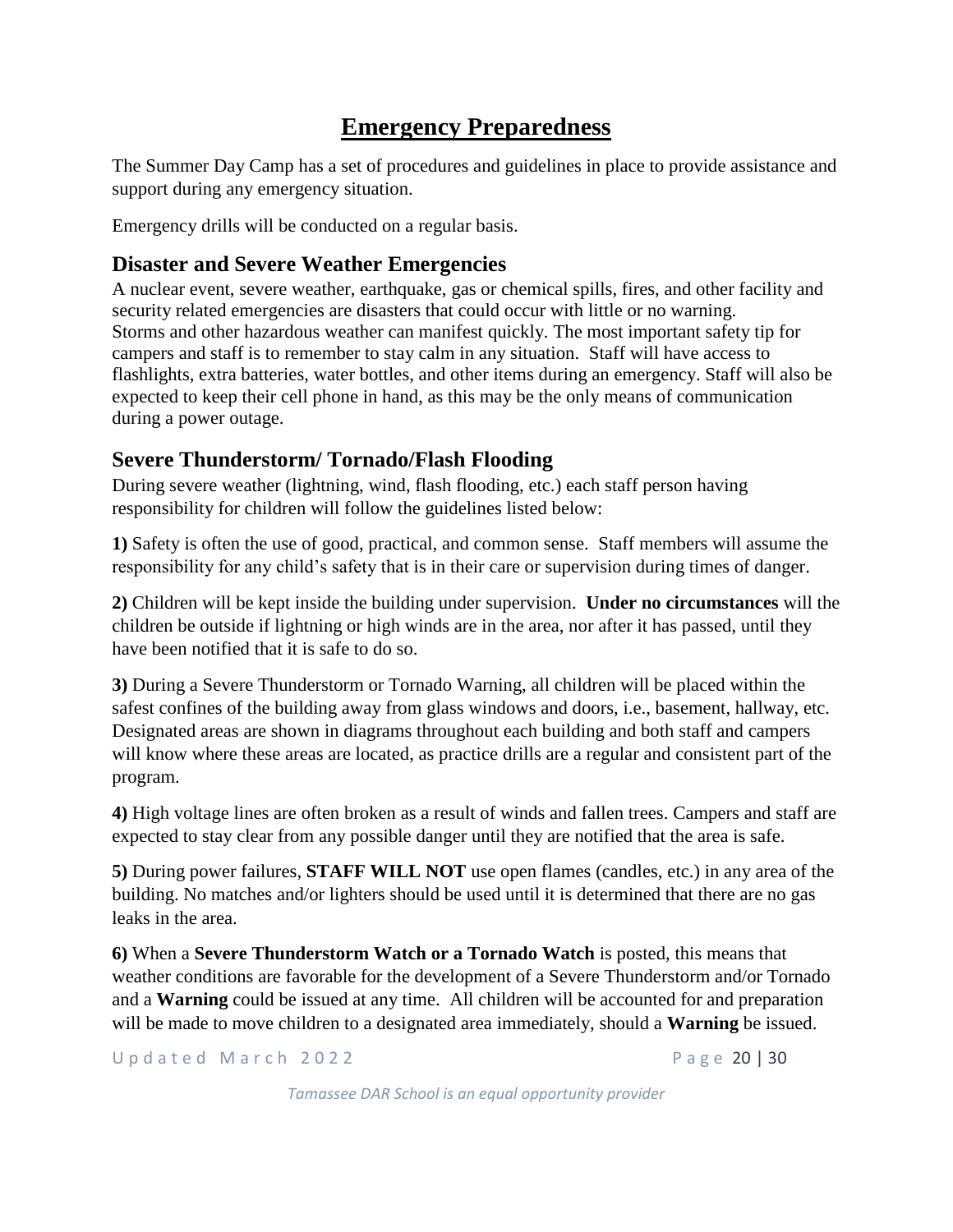# Emergency Preparedness

The Summer Day Camp has a set of procedures and guidelines in place to provide assistance and support during any emergency situation.

Emergency drills will be conducted on a regular basis.

## Disaster and Severe Weather Emergencies

A nuclear event, severe weather, earthquake, gas or chemical spills, fires, and other facility and security related emergencies are disasters that could occur with little or no warning. Storms and other hazardous weather can manifest quickly. The most important safety tip for campers and staff is to remember to stay calm in any situation. Staff will have access to flashlights, extra batteries, water bottles, and other items during an emergency. Staff will also be expected to keep their cell phone in hand, as this may be the only means of communication during a power outage.

## Severe Thunderstorm/ Tornado/Flash Flooding

During severe weather (lightning, wind, flash flooding, etc.) each staff person having responsibility for children will follow the guidelines listed below:

**1)** Safety is often the use of good, practical, and common sense. Staff members will assume the responsibility for any child's safety that is in their care or supervision during times of danger.

**2)** Children will be kept inside the building under supervision. **Under no circumstances** will the children be outside if lightning or high winds are in the area, nor after it has passed, until they have been notified that it is safe to do so.

**3)** During a Severe Thunderstorm or Tornado Warning, all children will be placed within the safest confines of the building away from glass windows and doors, i.e., basement, hallway, etc. Designated areas are shown in diagrams throughout each building and both staff and campers will know where these areas are located, as practice drills are a regular and consistent part of the program.

**4)** High voltage lines are often broken as a result of winds and fallen trees. Campers and staff are expected to stay clear from any possible danger until they are notified that the area is safe.

**5)** During power failures, **STAFF WILL NOT** use open flames (candles, etc.) in any area of the building. No matches and/or lighters should be used until it is determined that there are no gas leaks in the area.

**6)** When a **Severe Thunderstorm Watch or a Tornado Watch** is posted, this means that weather conditions are favorable for the development of a Severe Thunderstorm and/or Tornado and a **Warning** could be issued at any time. All children will be accounted for and preparation will be made to move children to a designated area immediately, should a **Warning** be issued.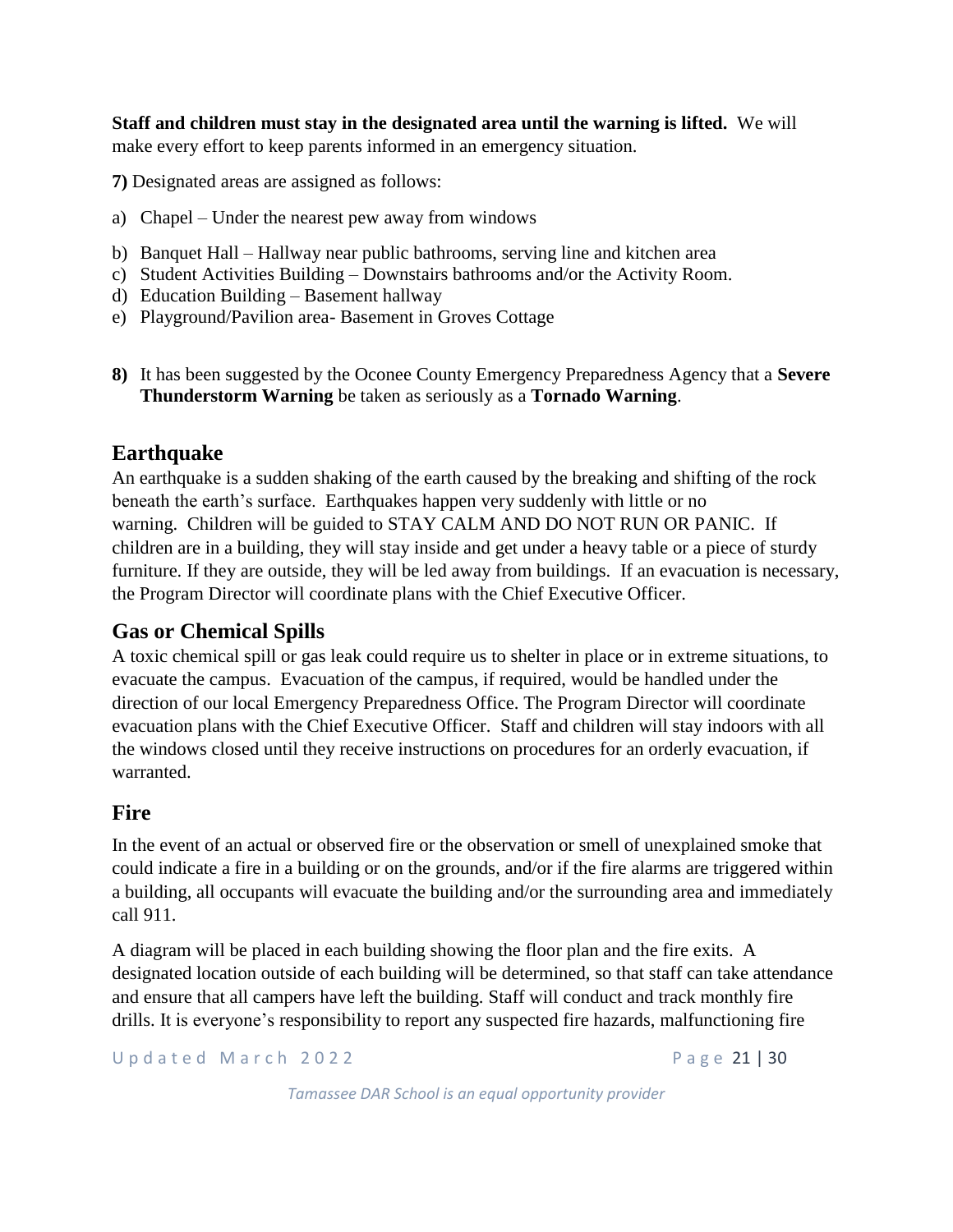**Staff and children must stay in the designated area until the warning is lifted.** We will make every effort to keep parents informed in an emergency situation.

**7)** Designated areas are assigned as follows:

a) Chapel – Under the nearest pew away from windows
b) Banquet Hall – Hallway near public bathrooms, serving line and kitchen area
c) Student Activities Building – Downstairs bathrooms and/or the Activity Room.
d) Education Building – Basement hallway
e) Playground/Pavilion area- Basement in Groves Cottage

**8)** It has been suggested by the Oconee County Emergency Preparedness Agency that a **Severe Thunderstorm Warning** be taken as seriously as a **Tornado Warning**.

## Earthquake

An earthquake is a sudden shaking of the earth caused by the breaking and shifting of the rock beneath the earth's surface. Earthquakes happen very suddenly with little or no warning. Children will be guided to STAY CALM AND DO NOT RUN OR PANIC. If children are in a building, they will stay inside and get under a heavy table or a piece of sturdy furniture. If they are outside, they will be led away from buildings. If an evacuation is necessary, the Program Director will coordinate plans with the Chief Executive Officer.

## Gas or Chemical Spills

A toxic chemical spill or gas leak could require us to shelter in place or in extreme situations, to evacuate the campus. Evacuation of the campus, if required, would be handled under the direction of our local Emergency Preparedness Office. The Program Director will coordinate evacuation plans with the Chief Executive Officer. Staff and children will stay indoors with all the windows closed until they receive instructions on procedures for an orderly evacuation, if warranted.

## Fire

In the event of an actual or observed fire or the observation or smell of unexplained smoke that could indicate a fire in a building or on the grounds, and/or if the fire alarms are triggered within a building, all occupants will evacuate the building and/or the surrounding area and immediately call 911.

A diagram will be placed in each building showing the floor plan and the fire exits. A designated location outside of each building will be determined, so that staff can take attendance and ensure that all campers have left the building. Staff will conduct and track monthly fire drills. It is everyone's responsibility to report any suspected fire hazards, malfunctioning fire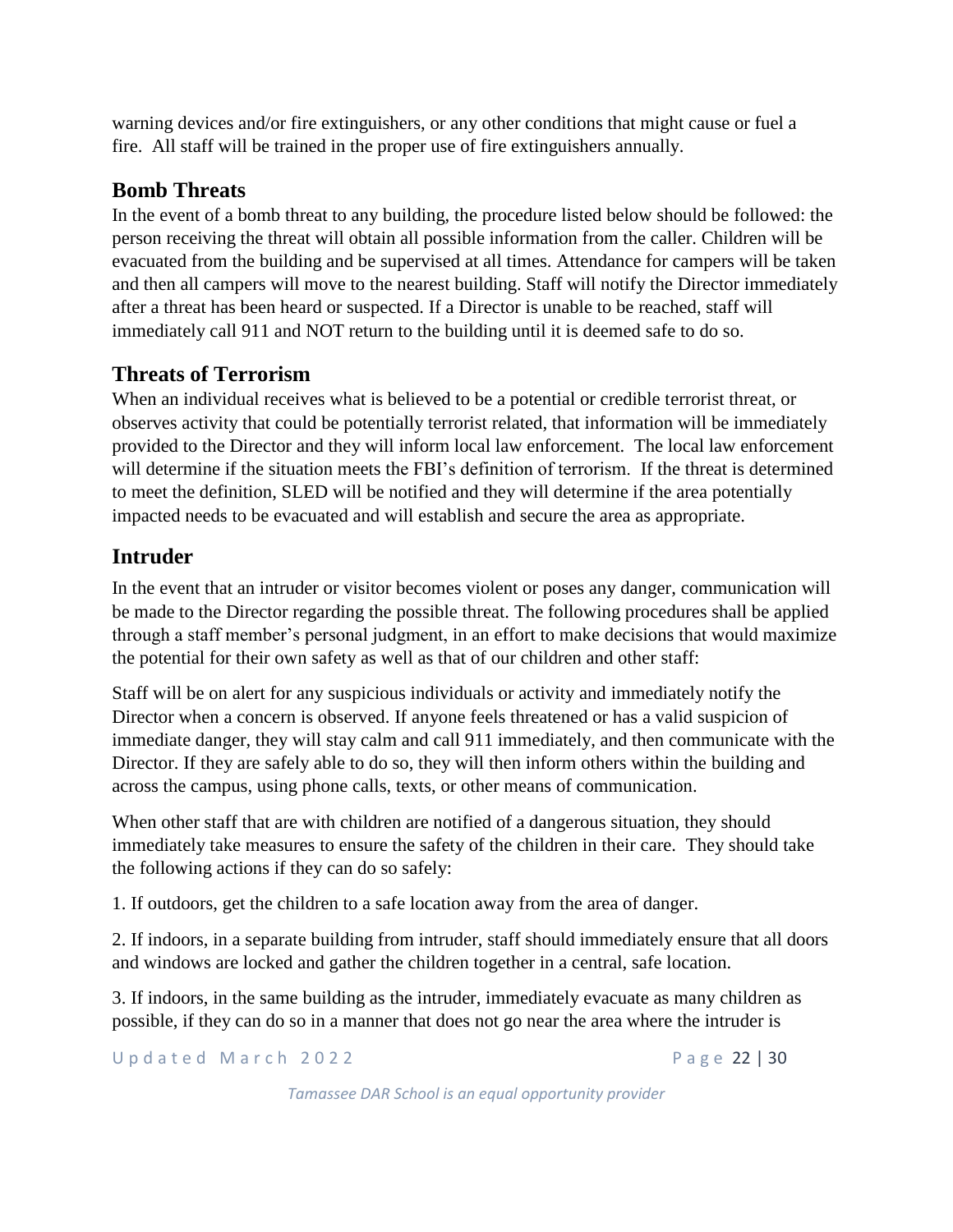warning devices and/or fire extinguishers, or any other conditions that might cause or fuel a fire. All staff will be trained in the proper use of fire extinguishers annually.

## Bomb Threats

In the event of a bomb threat to any building, the procedure listed below should be followed: the person receiving the threat will obtain all possible information from the caller. Children will be evacuated from the building and be supervised at all times. Attendance for campers will be taken and then all campers will move to the nearest building. Staff will notify the Director immediately after a threat has been heard or suspected. If a Director is unable to be reached, staff will immediately call 911 and NOT return to the building until it is deemed safe to do so.

## Threats of Terrorism

When an individual receives what is believed to be a potential or credible terrorist threat, or observes activity that could be potentially terrorist related, that information will be immediately provided to the Director and they will inform local law enforcement. The local law enforcement will determine if the situation meets the FBI's definition of terrorism. If the threat is determined to meet the definition, SLED will be notified and they will determine if the area potentially impacted needs to be evacuated and will establish and secure the area as appropriate.

## Intruder

In the event that an intruder or visitor becomes violent or poses any danger, communication will be made to the Director regarding the possible threat. The following procedures shall be applied through a staff member's personal judgment, in an effort to make decisions that would maximize the potential for their own safety as well as that of our children and other staff:

Staff will be on alert for any suspicious individuals or activity and immediately notify the Director when a concern is observed. If anyone feels threatened or has a valid suspicion of immediate danger, they will stay calm and call 911 immediately, and then communicate with the Director. If they are safely able to do so, they will then inform others within the building and across the campus, using phone calls, texts, or other means of communication.

When other staff that are with children are notified of a dangerous situation, they should immediately take measures to ensure the safety of the children in their care. They should take the following actions if they can do so safely:

1. If outdoors, get the children to a safe location away from the area of danger.

2. If indoors, in a separate building from intruder, staff should immediately ensure that all doors and windows are locked and gather the children together in a central, safe location.

3. If indoors, in the same building as the intruder, immediately evacuate as many children as possible, if they can do so in a manner that does not go near the area where the intruder is

*Tamassee DAR School is an equal opportunity provider*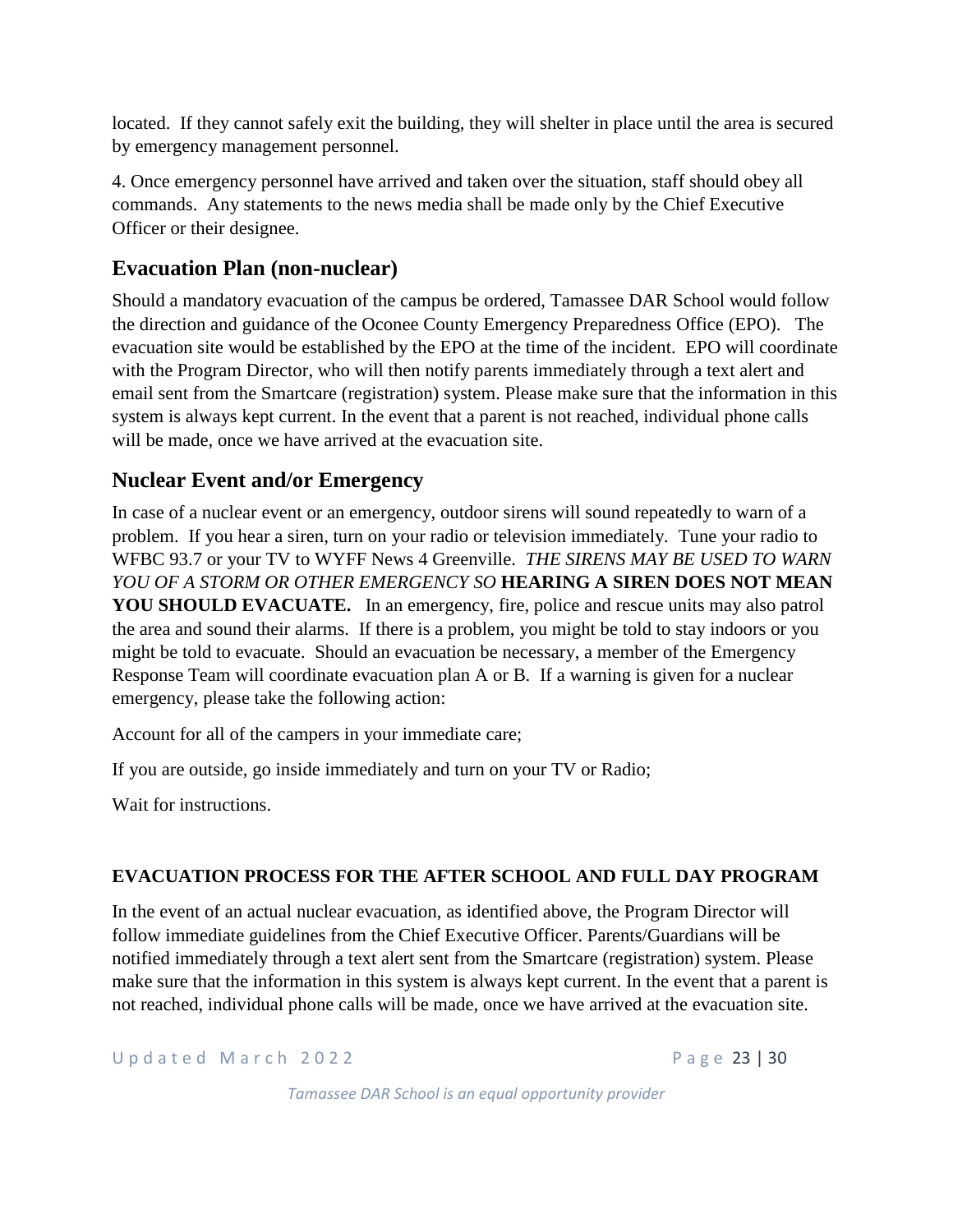located. If they cannot safely exit the building, they will shelter in place until the area is secured by emergency management personnel.

4. Once emergency personnel have arrived and taken over the situation, staff should obey all commands. Any statements to the news media shall be made only by the Chief Executive Officer or their designee.

## Evacuation Plan (non-nuclear)

Should a mandatory evacuation of the campus be ordered, Tamassee DAR School would follow the direction and guidance of the Oconee County Emergency Preparedness Office (EPO). The evacuation site would be established by the EPO at the time of the incident. EPO will coordinate with the Program Director, who will then notify parents immediately through a text alert and email sent from the Smartcare (registration) system. Please make sure that the information in this system is always kept current. In the event that a parent is not reached, individual phone calls will be made, once we have arrived at the evacuation site.

## Nuclear Event and/or Emergency

In case of a nuclear event or an emergency, outdoor sirens will sound repeatedly to warn of a problem. If you hear a siren, turn on your radio or television immediately. Tune your radio to WFBC 93.7 or your TV to WYFF News 4 Greenville. *THE SIRENS MAY BE USED TO WARN YOU OF A STORM OR OTHER EMERGENCY SO* **HEARING A SIREN DOES NOT MEAN YOU SHOULD EVACUATE.** In an emergency, fire, police and rescue units may also patrol the area and sound their alarms. If there is a problem, you might be told to stay indoors or you might be told to evacuate. Should an evacuation be necessary, a member of the Emergency Response Team will coordinate evacuation plan A or B. If a warning is given for a nuclear emergency, please take the following action:

Account for all of the campers in your immediate care;

If you are outside, go inside immediately and turn on your TV or Radio;

Wait for instructions.

**EVACUATION PROCESS FOR THE AFTER SCHOOL AND FULL DAY PROGRAM**

In the event of an actual nuclear evacuation, as identified above, the Program Director will follow immediate guidelines from the Chief Executive Officer. Parents/Guardians will be notified immediately through a text alert sent from the Smartcare (registration) system. Please make sure that the information in this system is always kept current. In the event that a parent is not reached, individual phone calls will be made, once we have arrived at the evacuation site.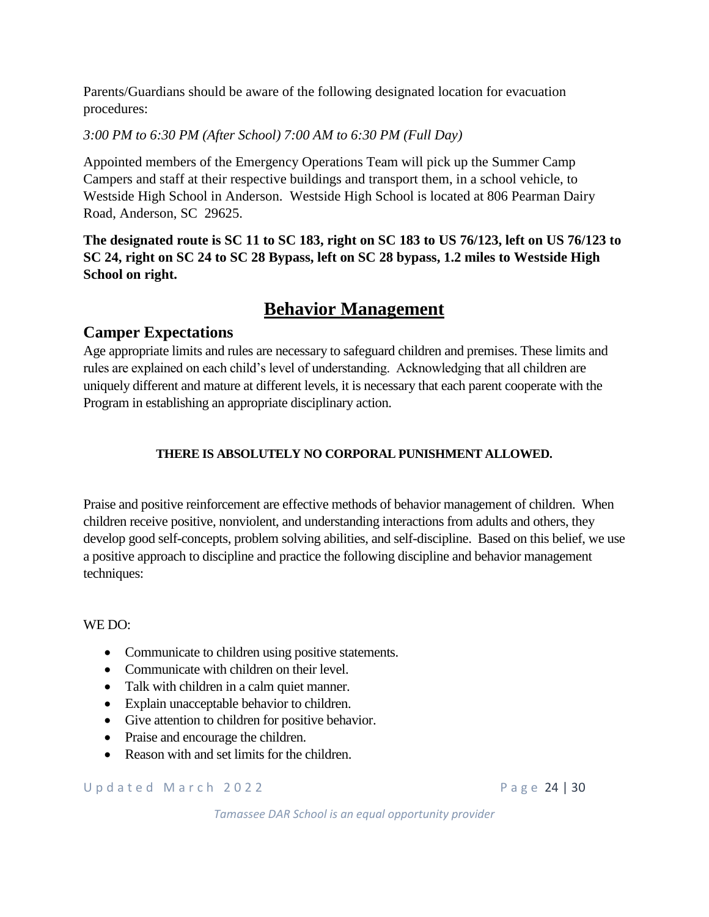Parents/Guardians should be aware of the following designated location for evacuation procedures:

*3:00 PM to 6:30 PM (After School) 7:00 AM to 6:30 PM (Full Day)*

Appointed members of the Emergency Operations Team will pick up the Summer Camp Campers and staff at their respective buildings and transport them, in a school vehicle, to Westside High School in Anderson. Westside High School is located at 806 Pearman Dairy Road, Anderson, SC 29625.

**The designated route is SC 11 to SC 183, right on SC 183 to US 76/123, left on US 76/123 to SC 24, right on SC 24 to SC 28 Bypass, left on SC 28 bypass, 1.2 miles to Westside High School on right.**

# Behavior Management

## Camper Expectations

Age appropriate limits and rules are necessary to safeguard children and premises. These limits and rules are explained on each child's level of understanding. Acknowledging that all children are uniquely different and mature at different levels, it is necessary that each parent cooperate with the Program in establishing an appropriate disciplinary action.

**THERE IS ABSOLUTELY NO CORPORAL PUNISHMENT ALLOWED.**

Praise and positive reinforcement are effective methods of behavior management of children. When children receive positive, nonviolent, and understanding interactions from adults and others, they develop good self-concepts, problem solving abilities, and self-discipline. Based on this belief, we use a positive approach to discipline and practice the following discipline and behavior management techniques:

WE DO:

- Communicate to children using positive statements.
- Communicate with children on their level.
- Talk with children in a calm quiet manner.
- Explain unacceptable behavior to children.
- Give attention to children for positive behavior.
- Praise and encourage the children.
- Reason with and set limits for the children.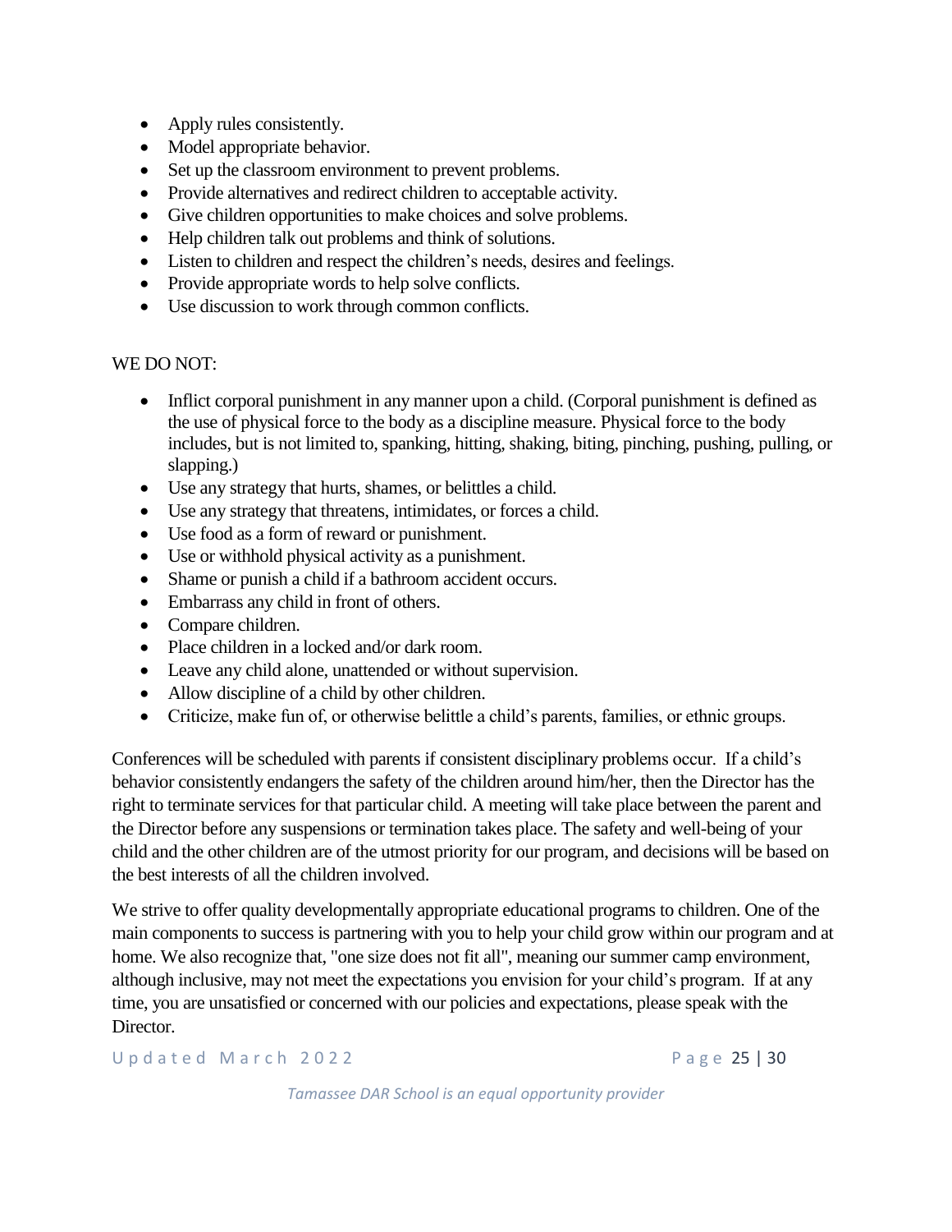- Apply rules consistently.
- Model appropriate behavior.
- Set up the classroom environment to prevent problems.
- Provide alternatives and redirect children to acceptable activity.
- Give children opportunities to make choices and solve problems.
- Help children talk out problems and think of solutions.
- Listen to children and respect the children's needs, desires and feelings.
- Provide appropriate words to help solve conflicts.
- Use discussion to work through common conflicts.

WE DO NOT:

- Inflict corporal punishment in any manner upon a child. (Corporal punishment is defined as the use of physical force to the body as a discipline measure. Physical force to the body includes, but is not limited to, spanking, hitting, shaking, biting, pinching, pushing, pulling, or slapping.)
- Use any strategy that hurts, shames, or belittles a child.
- Use any strategy that threatens, intimidates, or forces a child.
- Use food as a form of reward or punishment.
- Use or withhold physical activity as a punishment.
- Shame or punish a child if a bathroom accident occurs.
- Embarrass any child in front of others.
- Compare children.
- Place children in a locked and/or dark room.
- Leave any child alone, unattended or without supervision.
- Allow discipline of a child by other children.
- Criticize, make fun of, or otherwise belittle a child's parents, families, or ethnic groups.

Conferences will be scheduled with parents if consistent disciplinary problems occur. If a child's behavior consistently endangers the safety of the children around him/her, then the Director has the right to terminate services for that particular child. A meeting will take place between the parent and the Director before any suspensions or termination takes place. The safety and well-being of your child and the other children are of the utmost priority for our program, and decisions will be based on the best interests of all the children involved.

We strive to offer quality developmentally appropriate educational programs to children. One of the main components to success is partnering with you to help your child grow within our program and at home. We also recognize that, "one size does not fit all", meaning our summer camp environment, although inclusive, may not meet the expectations you envision for your child's program. If at any time, you are unsatisfied or concerned with our policies and expectations, please speak with the Director.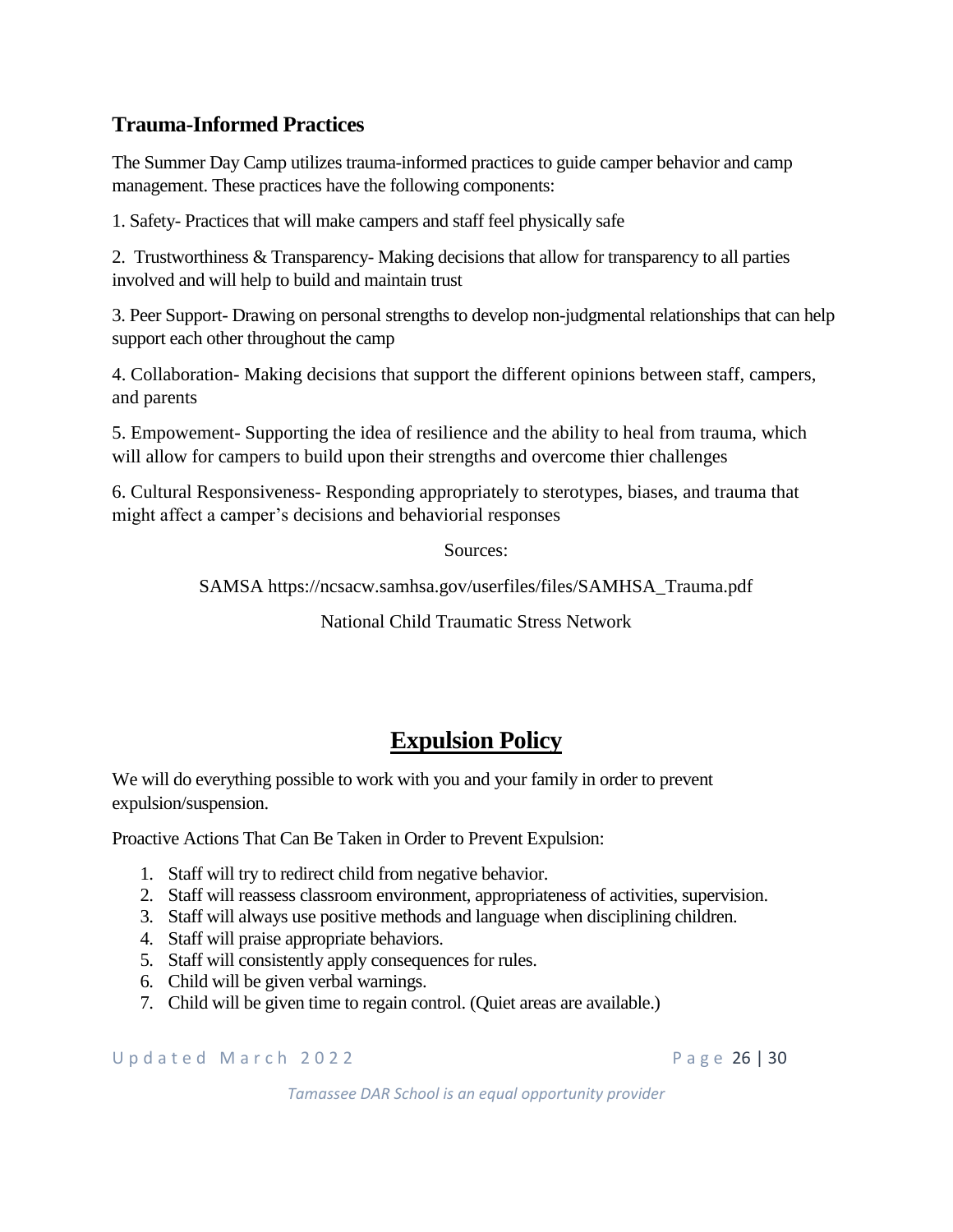## Trauma-Informed Practices

The Summer Day Camp utilizes trauma-informed practices to guide camper behavior and camp management. These practices have the following components:

1. Safety- Practices that will make campers and staff feel physically safe

2. Trustworthiness & Transparency- Making decisions that allow for transparency to all parties involved and will help to build and maintain trust

3. Peer Support- Drawing on personal strengths to develop non-judgmental relationships that can help support each other throughout the camp

4. Collaboration- Making decisions that support the different opinions between staff, campers, and parents

5. Empowement- Supporting the idea of resilience and the ability to heal from trauma, which will allow for campers to build upon their strengths and overcome thier challenges

6. Cultural Responsiveness- Responding appropriately to sterotypes, biases, and trauma that might affect a camper's decisions and behaviorial responses

Sources:

SAMSA https://ncsacw.samhsa.gov/userfiles/files/SAMHSA_Trauma.pdf

National Child Traumatic Stress Network

# Expulsion Policy

We will do everything possible to work with you and your family in order to prevent expulsion/suspension.

Proactive Actions That Can Be Taken in Order to Prevent Expulsion:

1. Staff will try to redirect child from negative behavior.
2. Staff will reassess classroom environment, appropriateness of activities, supervision.
3. Staff will always use positive methods and language when disciplining children.
4. Staff will praise appropriate behaviors.
5. Staff will consistently apply consequences for rules.
6. Child will be given verbal warnings.
7. Child will be given time to regain control. (Quiet areas are available.)

*Tamassee DAR School is an equal opportunity provider*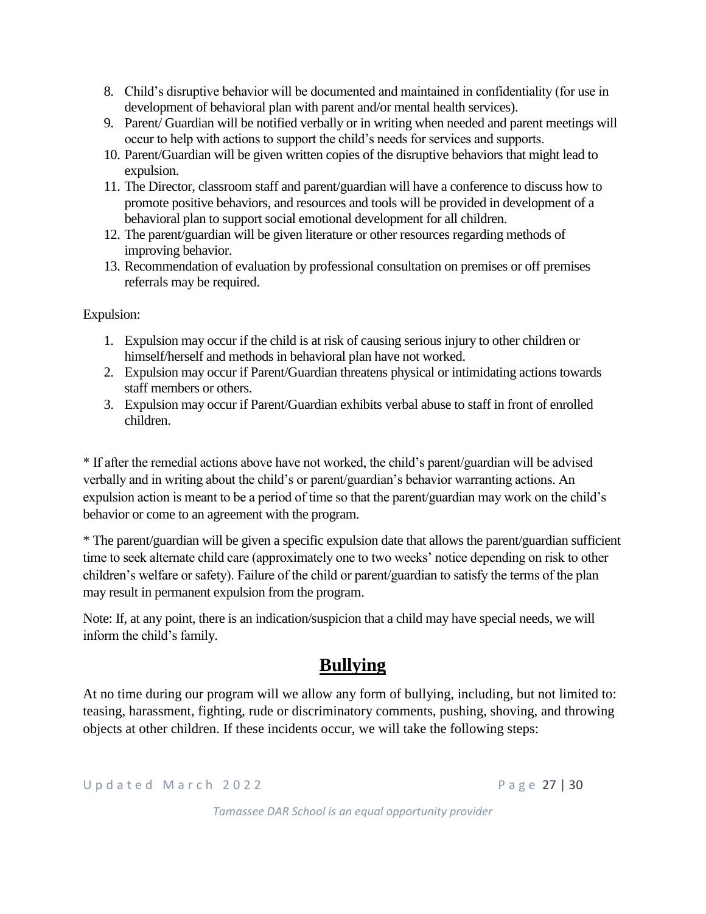8. Child's disruptive behavior will be documented and maintained in confidentiality (for use in development of behavioral plan with parent and/or mental health services).
9. Parent/ Guardian will be notified verbally or in writing when needed and parent meetings will occur to help with actions to support the child's needs for services and supports.
10. Parent/Guardian will be given written copies of the disruptive behaviors that might lead to expulsion.
11. The Director, classroom staff and parent/guardian will have a conference to discuss how to promote positive behaviors, and resources and tools will be provided in development of a behavioral plan to support social emotional development for all children.
12. The parent/guardian will be given literature or other resources regarding methods of improving behavior.
13. Recommendation of evaluation by professional consultation on premises or off premises referrals may be required.

Expulsion:

1. Expulsion may occur if the child is at risk of causing serious injury to other children or himself/herself and methods in behavioral plan have not worked.
2. Expulsion may occur if Parent/Guardian threatens physical or intimidating actions towards staff members or others.
3. Expulsion may occur if Parent/Guardian exhibits verbal abuse to staff in front of enrolled children.

* If after the remedial actions above have not worked, the child's parent/guardian will be advised verbally and in writing about the child's or parent/guardian's behavior warranting actions. An expulsion action is meant to be a period of time so that the parent/guardian may work on the child's behavior or come to an agreement with the program.

* The parent/guardian will be given a specific expulsion date that allows the parent/guardian sufficient time to seek alternate child care (approximately one to two weeks' notice depending on risk to other children's welfare or safety). Failure of the child or parent/guardian to satisfy the terms of the plan may result in permanent expulsion from the program.

Note: If, at any point, there is an indication/suspicion that a child may have special needs, we will inform the child's family.

## Bullying

At no time during our program will we allow any form of bullying, including, but not limited to: teasing, harassment, fighting, rude or discriminatory comments, pushing, shoving, and throwing objects at other children. If these incidents occur, we will take the following steps: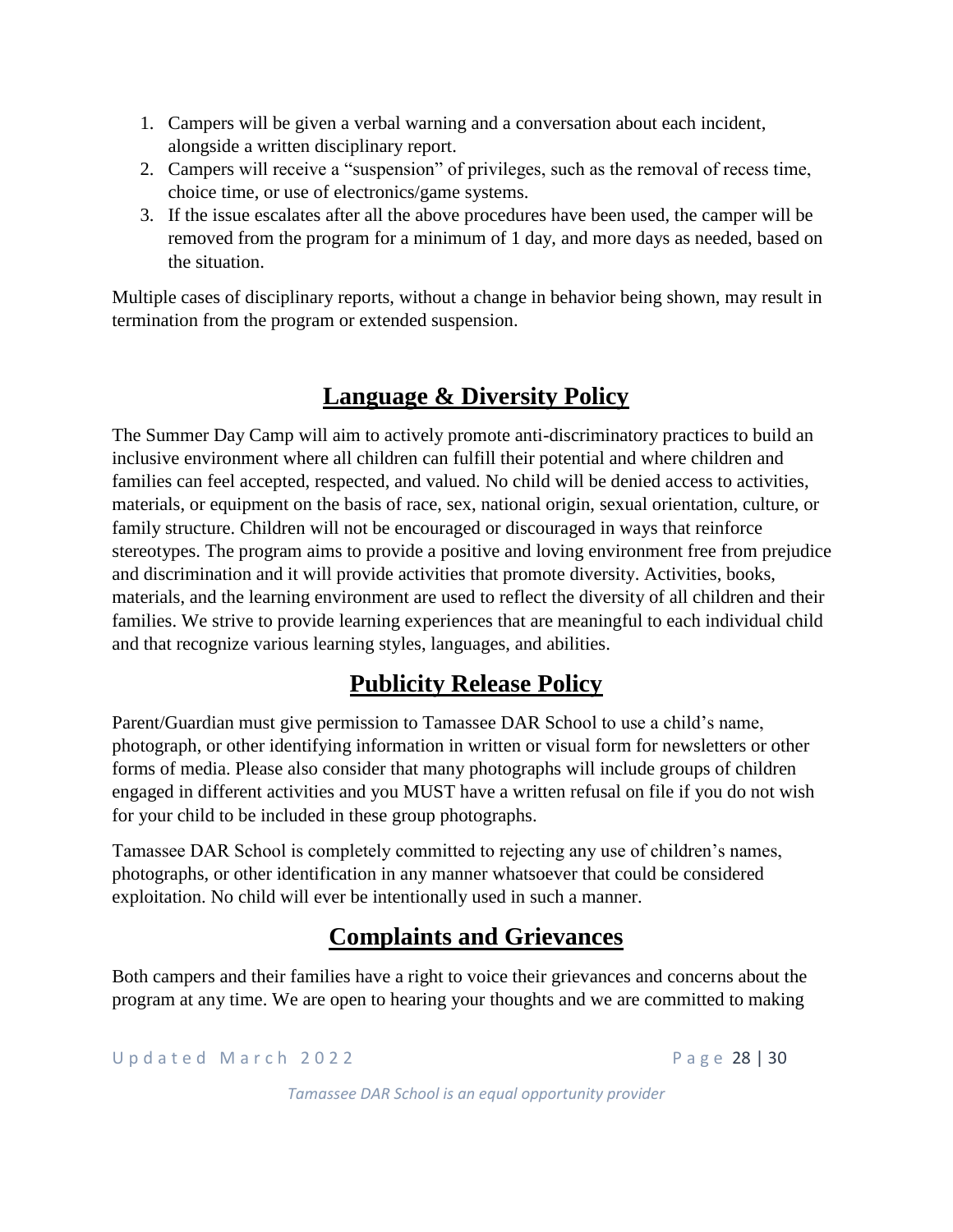1. Campers will be given a verbal warning and a conversation about each incident, alongside a written disciplinary report.
2. Campers will receive a "suspension" of privileges, such as the removal of recess time, choice time, or use of electronics/game systems.
3. If the issue escalates after all the above procedures have been used, the camper will be removed from the program for a minimum of 1 day, and more days as needed, based on the situation.

Multiple cases of disciplinary reports, without a change in behavior being shown, may result in termination from the program or extended suspension.

## Language & Diversity Policy

The Summer Day Camp will aim to actively promote anti-discriminatory practices to build an inclusive environment where all children can fulfill their potential and where children and families can feel accepted, respected, and valued. No child will be denied access to activities, materials, or equipment on the basis of race, sex, national origin, sexual orientation, culture, or family structure. Children will not be encouraged or discouraged in ways that reinforce stereotypes. The program aims to provide a positive and loving environment free from prejudice and discrimination and it will provide activities that promote diversity. Activities, books, materials, and the learning environment are used to reflect the diversity of all children and their families. We strive to provide learning experiences that are meaningful to each individual child and that recognize various learning styles, languages, and abilities.

## Publicity Release Policy

Parent/Guardian must give permission to Tamassee DAR School to use a child's name, photograph, or other identifying information in written or visual form for newsletters or other forms of media. Please also consider that many photographs will include groups of children engaged in different activities and you MUST have a written refusal on file if you do not wish for your child to be included in these group photographs.

Tamassee DAR School is completely committed to rejecting any use of children's names, photographs, or other identification in any manner whatsoever that could be considered exploitation. No child will ever be intentionally used in such a manner.

## Complaints and Grievances

Both campers and their families have a right to voice their grievances and concerns about the program at any time. We are open to hearing your thoughts and we are committed to making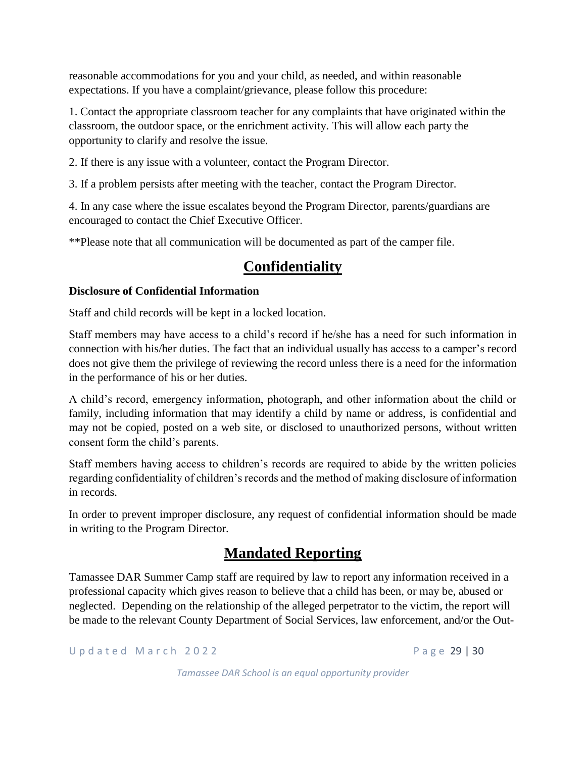reasonable accommodations for you and your child, as needed, and within reasonable expectations. If you have a complaint/grievance, please follow this procedure:

1. Contact the appropriate classroom teacher for any complaints that have originated within the classroom, the outdoor space, or the enrichment activity. This will allow each party the opportunity to clarify and resolve the issue.

2. If there is any issue with a volunteer, contact the Program Director.

3. If a problem persists after meeting with the teacher, contact the Program Director.

4. In any case where the issue escalates beyond the Program Director, parents/guardians are encouraged to contact the Chief Executive Officer.

**Please note that all communication will be documented as part of the camper file.

# Confidentiality

**Disclosure of Confidential Information**

Staff and child records will be kept in a locked location.

Staff members may have access to a child's record if he/she has a need for such information in connection with his/her duties. The fact that an individual usually has access to a camper's record does not give them the privilege of reviewing the record unless there is a need for the information in the performance of his or her duties.

A child's record, emergency information, photograph, and other information about the child or family, including information that may identify a child by name or address, is confidential and may not be copied, posted on a web site, or disclosed to unauthorized persons, without written consent form the child's parents.

Staff members having access to children's records are required to abide by the written policies regarding confidentiality of children's records and the method of making disclosure of information in records.

In order to prevent improper disclosure, any request of confidential information should be made in writing to the Program Director.

# Mandated Reporting

Tamassee DAR Summer Camp staff are required by law to report any information received in a professional capacity which gives reason to believe that a child has been, or may be, abused or neglected. Depending on the relationship of the alleged perpetrator to the victim, the report will be made to the relevant County Department of Social Services, law enforcement, and/or the Out-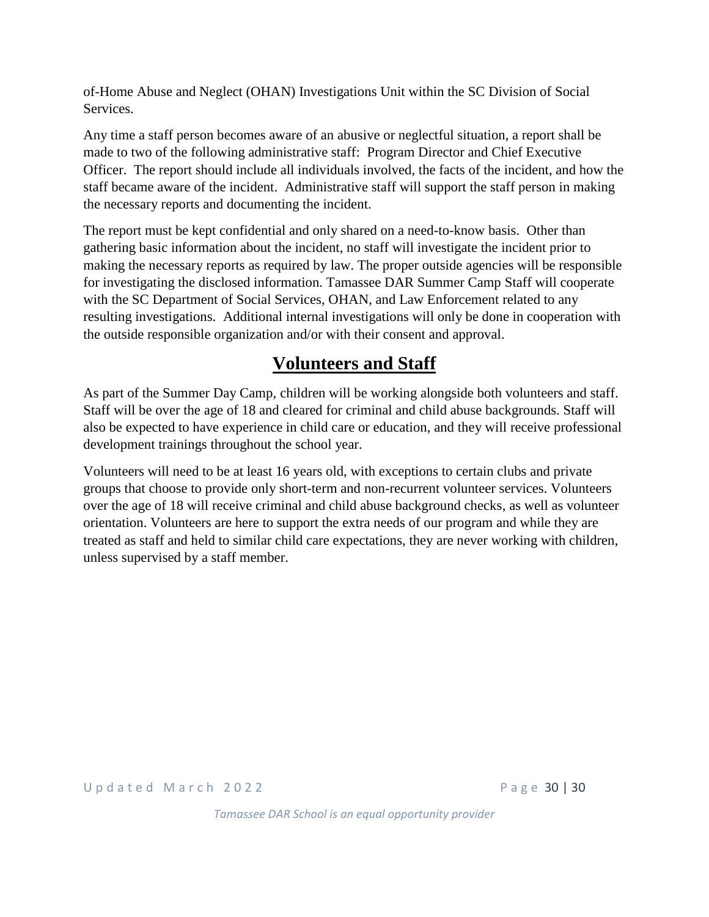of-Home Abuse and Neglect (OHAN) Investigations Unit within the SC Division of Social Services.

Any time a staff person becomes aware of an abusive or neglectful situation, a report shall be made to two of the following administrative staff: Program Director and Chief Executive Officer. The report should include all individuals involved, the facts of the incident, and how the staff became aware of the incident. Administrative staff will support the staff person in making the necessary reports and documenting the incident.

The report must be kept confidential and only shared on a need-to-know basis. Other than gathering basic information about the incident, no staff will investigate the incident prior to making the necessary reports as required by law. The proper outside agencies will be responsible for investigating the disclosed information. Tamassee DAR Summer Camp Staff will cooperate with the SC Department of Social Services, OHAN, and Law Enforcement related to any resulting investigations. Additional internal investigations will only be done in cooperation with the outside responsible organization and/or with their consent and approval.

# Volunteers and Staff

As part of the Summer Day Camp, children will be working alongside both volunteers and staff. Staff will be over the age of 18 and cleared for criminal and child abuse backgrounds. Staff will also be expected to have experience in child care or education, and they will receive professional development trainings throughout the school year.

Volunteers will need to be at least 16 years old, with exceptions to certain clubs and private groups that choose to provide only short-term and non-recurrent volunteer services. Volunteers over the age of 18 will receive criminal and child abuse background checks, as well as volunteer orientation. Volunteers are here to support the extra needs of our program and while they are treated as staff and held to similar child care expectations, they are never working with children, unless supervised by a staff member.

*Tamassee DAR School is an equal opportunity provider*